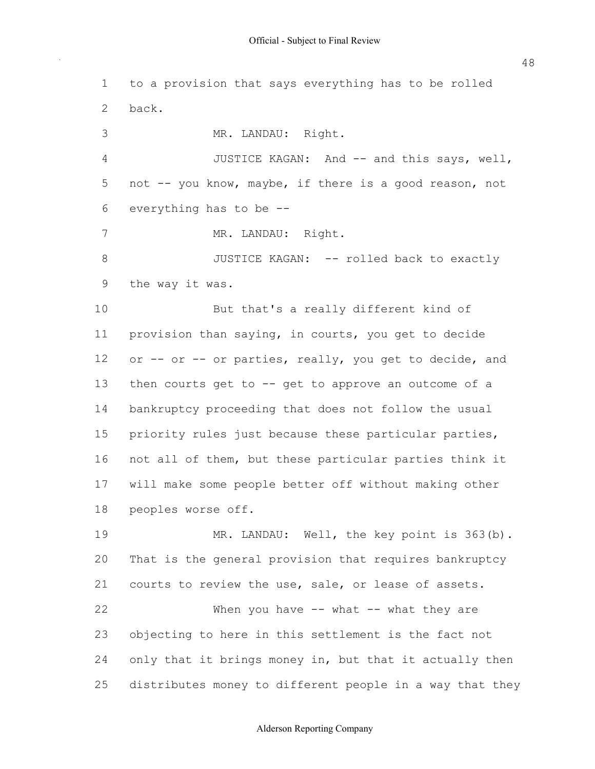1 to a provision that says everything has to be rolled

2 back.

3 MR. LANDAU: Right.

4 JUSTICE KAGAN: And -- and this says, well,

5 not -- you know, maybe, if there is a good reason, not

6 everything has to be --

7 MR. LANDAU: Right.

8 JUSTICE KAGAN: -- rolled back to exactly

9 the way it was.

10 But that's a really different kind of

11 provision than saying, in courts, you get to decide

12 or -- or -- or parties, really, you get to decide, and

13 then courts get to -- get to approve an outcome of a

14 bankruptcy proceeding that does not follow the usual

15 priority rules just because these particular parties,

16 not all of them, but these particular parties think it

17 will make some people better off without making other

18 peoples worse off.

19 MR. LANDAU: Well, the key point is 363(b).

20 That is the general provision that requires bankruptcy

21 courts to review the use, sale, or lease of assets.

22 When you have -- what -- what they are

23 objecting to here in this settlement is the fact not

24 only that it brings money in, but that it actually then

25 distributes money to different people in a way that they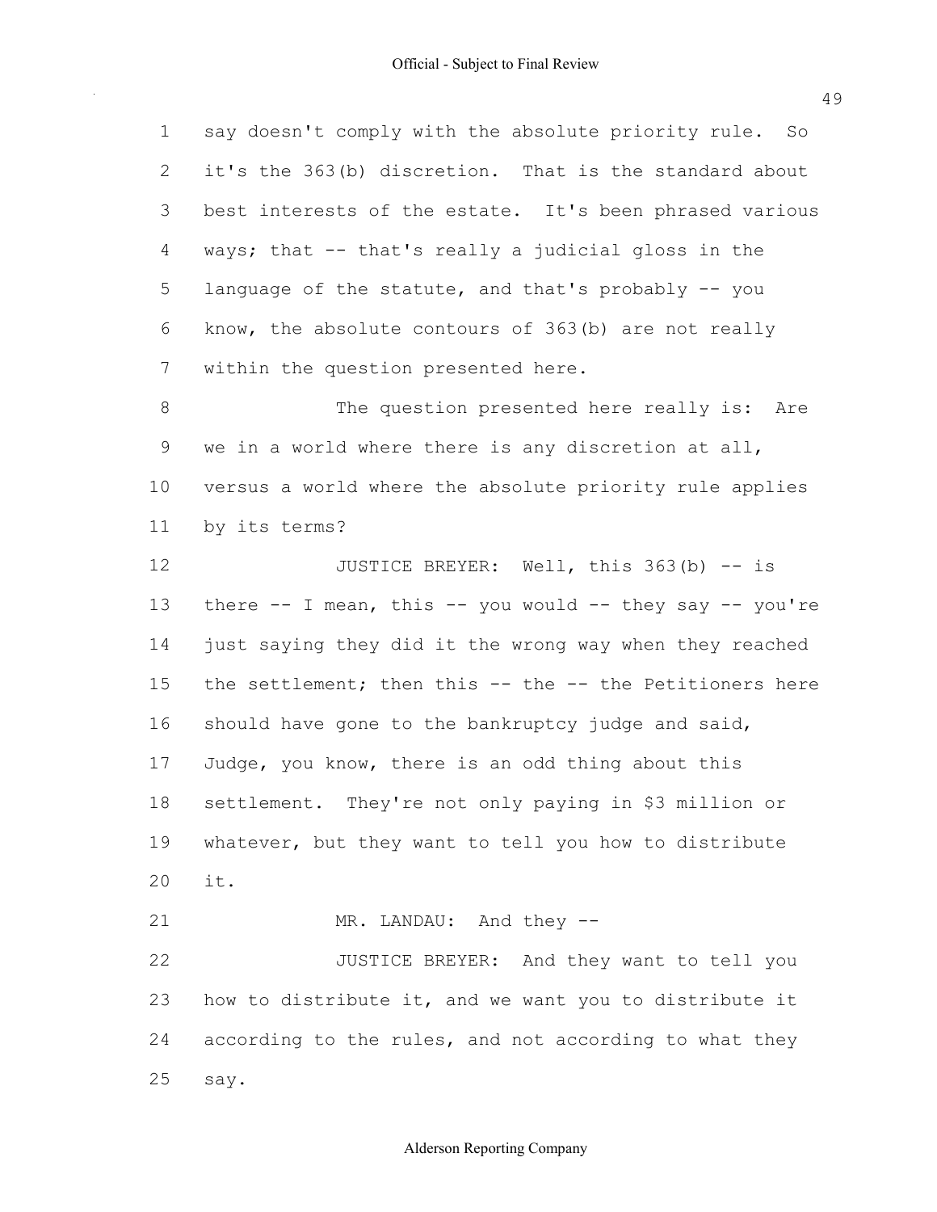say doesn't comply with the absolute priority rule. So it's the 363(b) discretion. That is the standard about best interests of the estate. It's been phrased various ways; that -- that's really a judicial gloss in the language of the statute, and that's probably -- you know, the absolute contours of 363(b) are not really within the question presented here.

The question presented here really is: Are we in a world where there is any discretion at all, versus a world where the absolute priority rule applies by its terms?

JUSTICE BREYER: Well, this 363(b) -- is there -- I mean, this -- you would -- they say -- you're just saying they did it the wrong way when they reached the settlement; then this -- the -- the Petitioners here should have gone to the bankruptcy judge and said, Judge, you know, there is an odd thing about this settlement. They're not only paying in $3 million or whatever, but they want to tell you how to distribute it.

MR. LANDAU: And they --

JUSTICE BREYER: And they want to tell you how to distribute it, and we want you to distribute it according to the rules, and not according to what they say.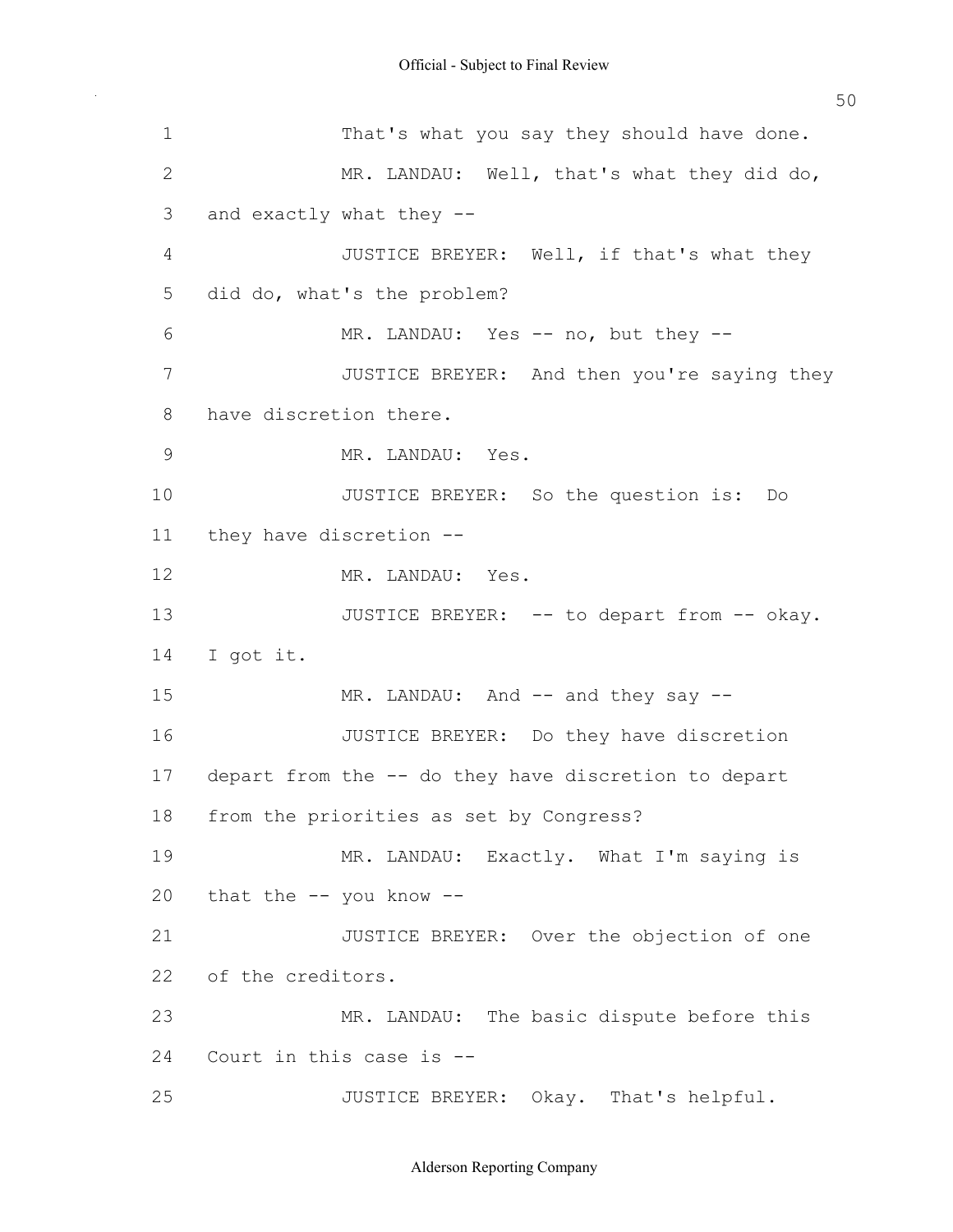1 That's what you say they should have done.

2 MR. LANDAU: Well, that's what they did do,

3 and exactly what they --

4 JUSTICE BREYER: Well, if that's what they

5 did do, what's the problem?

6 MR. LANDAU: Yes -- no, but they --

7 JUSTICE BREYER: And then you're saying they

8 have discretion there.

9 MR. LANDAU: Yes.

10 JUSTICE BREYER: So the question is: Do

11 they have discretion --

12 MR. LANDAU: Yes.

13 JUSTICE BREYER: -- to depart from -- okay.

14 I got it.

15 MR. LANDAU: And -- and they say --

16 JUSTICE BREYER: Do they have discretion

17 depart from the -- do they have discretion to depart

18 from the priorities as set by Congress?

19 MR. LANDAU: Exactly. What I'm saying is

20 that the -- you know --

21 JUSTICE BREYER: Over the objection of one

22 of the creditors.

23 MR. LANDAU: The basic dispute before this

24 Court in this case is --

25 JUSTICE BREYER: Okay. That's helpful.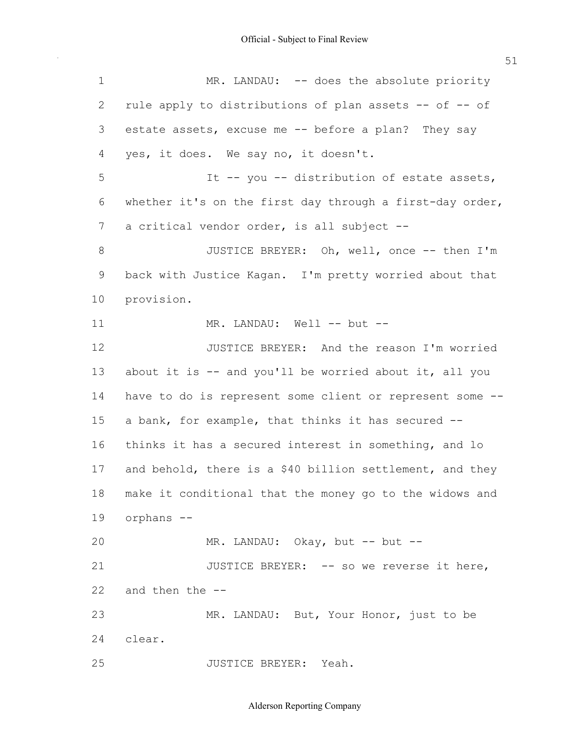MR. LANDAU: -- does the absolute priority rule apply to distributions of plan assets -- of -- of estate assets, excuse me -- before a plan? They say yes, it does. We say no, it doesn't.

It -- you -- distribution of estate assets, whether it's on the first day through a first-day order, a critical vendor order, is all subject --

JUSTICE BREYER: Oh, well, once -- then I'm back with Justice Kagan. I'm pretty worried about that provision.

MR. LANDAU: Well -- but --

JUSTICE BREYER: And the reason I'm worried about it is -- and you'll be worried about it, all you have to do is represent some client or represent some -- a bank, for example, that thinks it has secured -- thinks it has a secured interest in something, and lo and behold, there is a $40 billion settlement, and they make it conditional that the money go to the widows and orphans --

MR. LANDAU: Okay, but -- but --

JUSTICE BREYER: -- so we reverse it here, and then the --

MR. LANDAU: But, Your Honor, just to be clear.

JUSTICE BREYER: Yeah.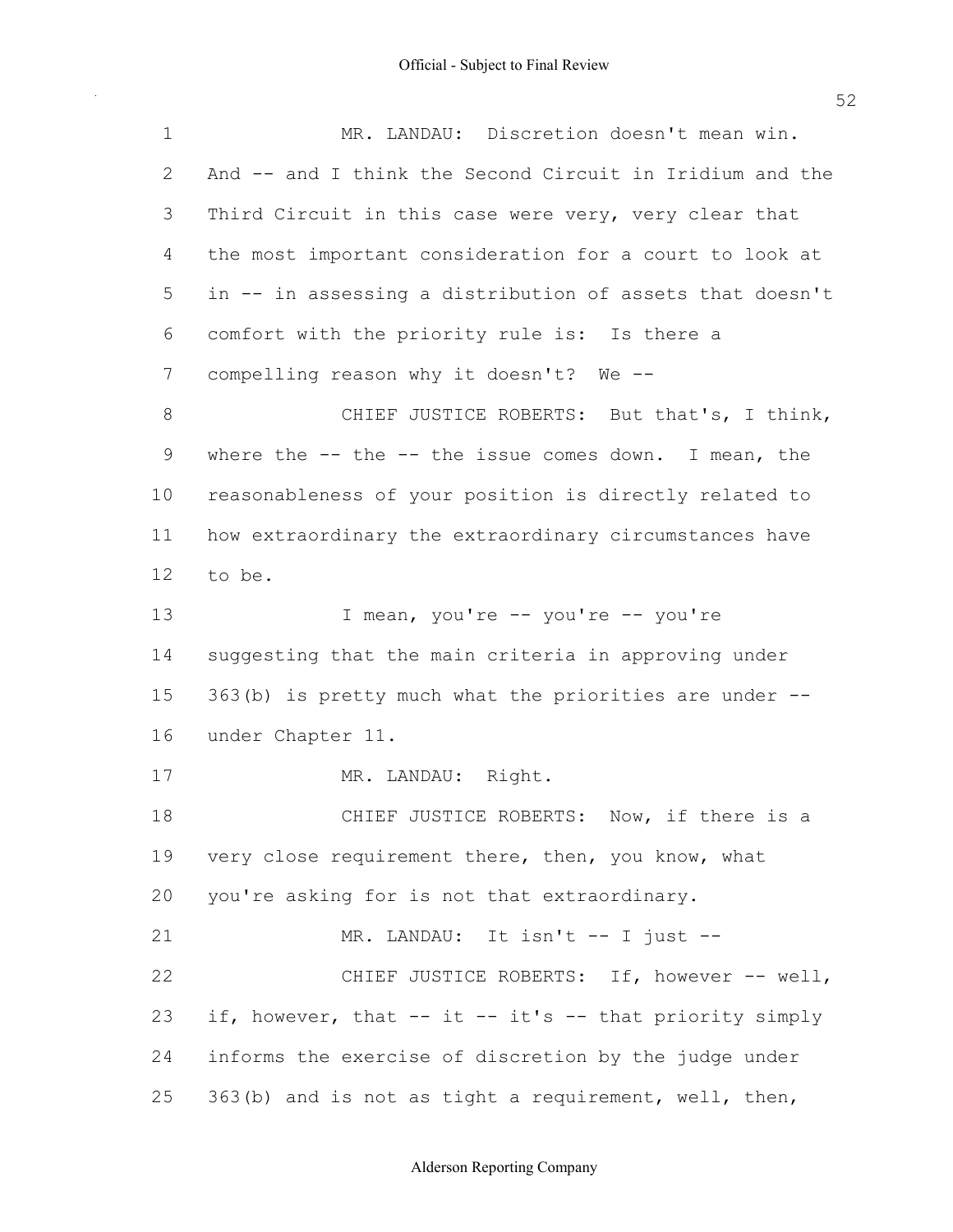MR. LANDAU: Discretion doesn't mean win. And -- and I think the Second Circuit in Iridium and the Third Circuit in this case were very, very clear that the most important consideration for a court to look at in -- in assessing a distribution of assets that doesn't comfort with the priority rule is: Is there a compelling reason why it doesn't? We --

CHIEF JUSTICE ROBERTS: But that's, I think, where the -- the -- the issue comes down. I mean, the reasonableness of your position is directly related to how extraordinary the extraordinary circumstances have to be.

I mean, you're -- you're -- you're suggesting that the main criteria in approving under 363(b) is pretty much what the priorities are under -- under Chapter 11.

MR. LANDAU: Right.

CHIEF JUSTICE ROBERTS: Now, if there is a very close requirement there, then, you know, what you're asking for is not that extraordinary.

MR. LANDAU: It isn't -- I just --

CHIEF JUSTICE ROBERTS: If, however -- well, if, however, that -- it -- it's -- that priority simply informs the exercise of discretion by the judge under 363(b) and is not as tight a requirement, well, then,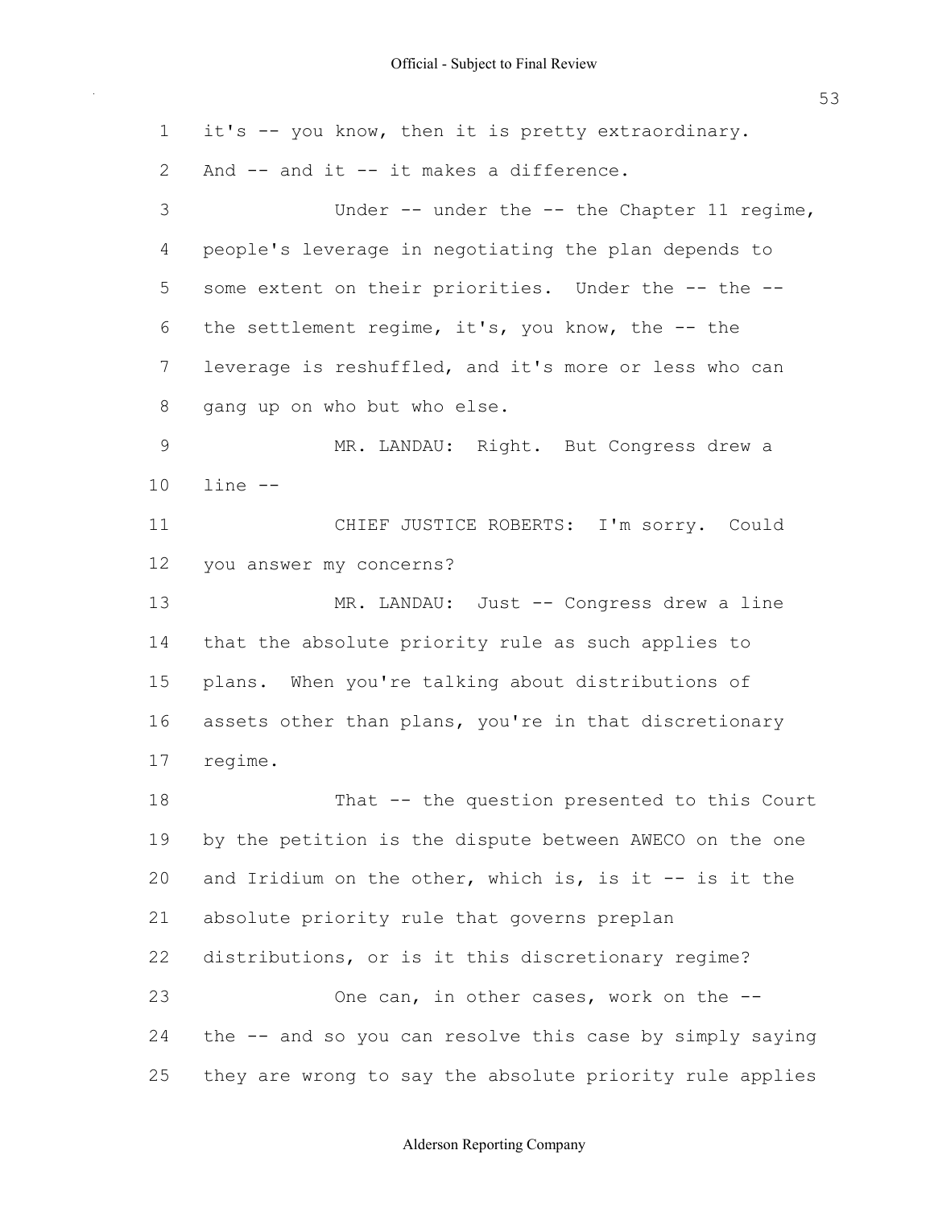1 it's -- you know, then it is pretty extraordinary.

2 And -- and it -- it makes a difference.

3 Under -- under the -- the Chapter 11 regime,

4 people's leverage in negotiating the plan depends to

5 some extent on their priorities. Under the -- the --

6 the settlement regime, it's, you know, the -- the

7 leverage is reshuffled, and it's more or less who can

8 gang up on who but who else.

9 MR. LANDAU: Right. But Congress drew a

10 line --

11 CHIEF JUSTICE ROBERTS: I'm sorry. Could

12 you answer my concerns?

13 MR. LANDAU: Just -- Congress drew a line

14 that the absolute priority rule as such applies to

15 plans. When you're talking about distributions of

16 assets other than plans, you're in that discretionary

17 regime.

18 That -- the question presented to this Court

19 by the petition is the dispute between AWECO on the one

20 and Iridium on the other, which is, is it -- is it the

21 absolute priority rule that governs preplan

22 distributions, or is it this discretionary regime?

23 One can, in other cases, work on the --

24 the -- and so you can resolve this case by simply saying

25 they are wrong to say the absolute priority rule applies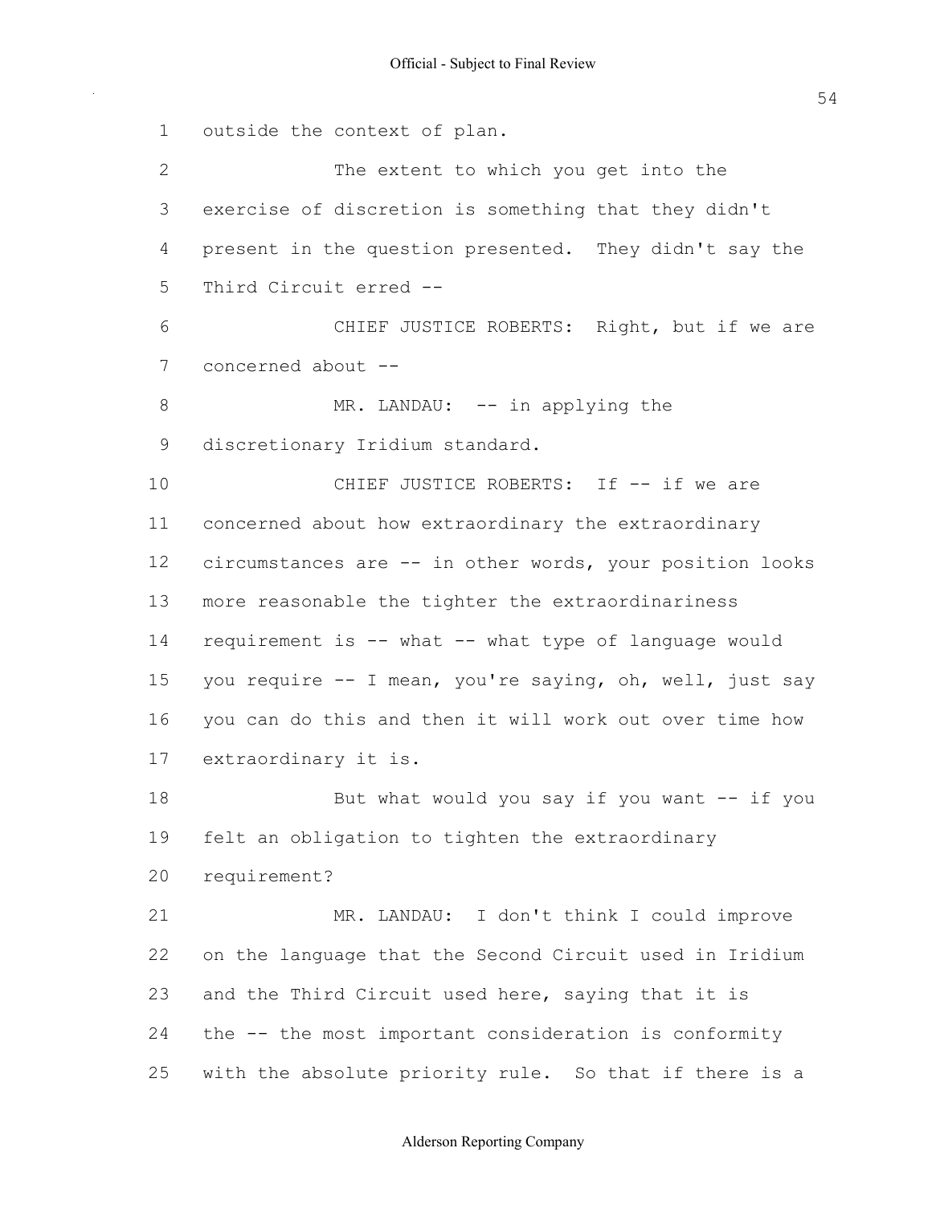outside the context of plan.

The extent to which you get into the exercise of discretion is something that they didn't present in the question presented. They didn't say the Third Circuit erred --

CHIEF JUSTICE ROBERTS: Right, but if we are concerned about --

MR. LANDAU: -- in applying the discretionary Iridium standard.

CHIEF JUSTICE ROBERTS: If -- if we are concerned about how extraordinary the extraordinary circumstances are -- in other words, your position looks more reasonable the tighter the extraordinariness requirement is -- what -- what type of language would you require -- I mean, you're saying, oh, well, just say you can do this and then it will work out over time how extraordinary it is.

But what would you say if you want -- if you felt an obligation to tighten the extraordinary requirement?

MR. LANDAU: I don't think I could improve on the language that the Second Circuit used in Iridium and the Third Circuit used here, saying that it is the -- the most important consideration is conformity with the absolute priority rule. So that if there is a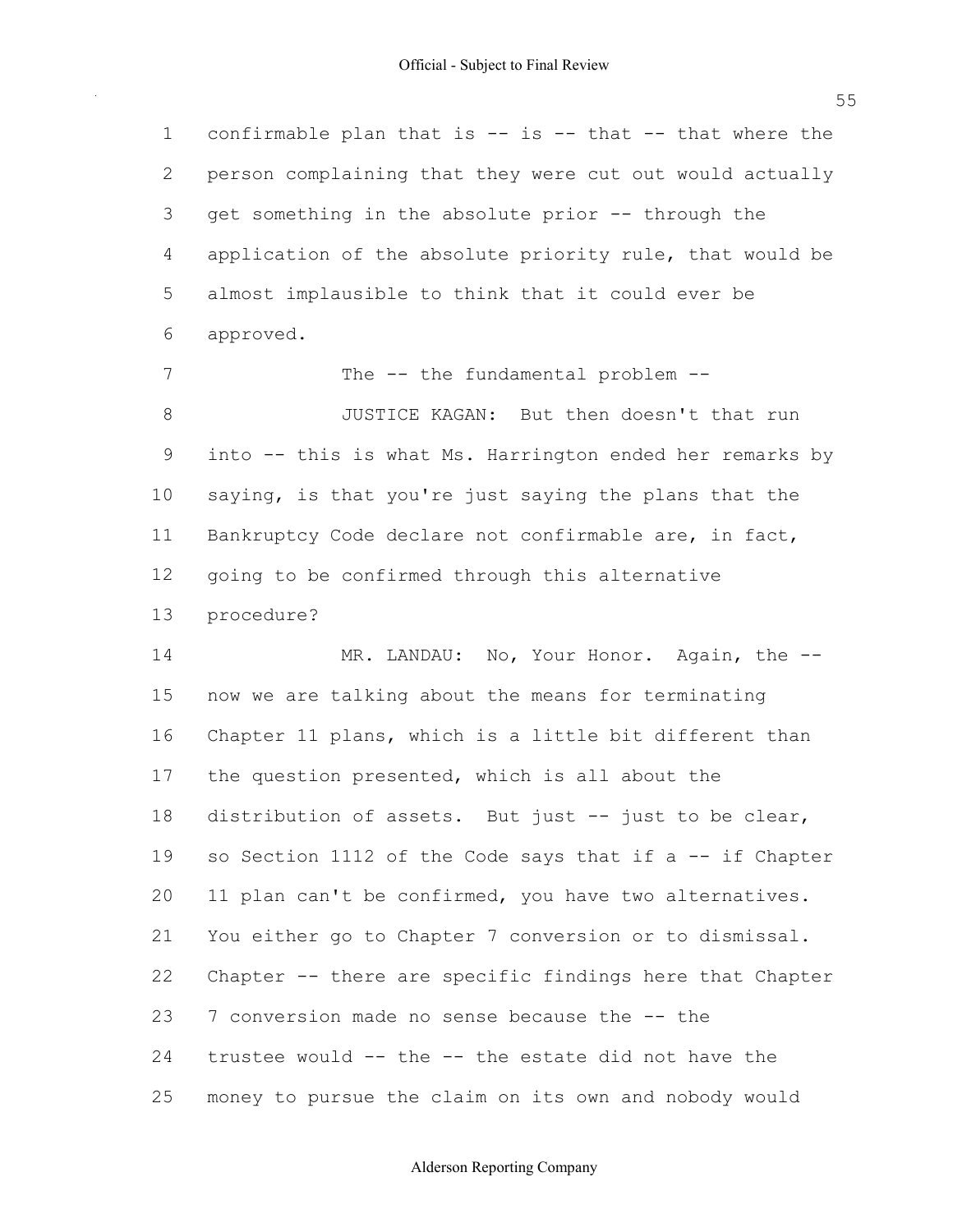confirmable plan that is -- is -- that -- that where the person complaining that they were cut out would actually get something in the absolute prior -- through the application of the absolute priority rule, that would be almost implausible to think that it could ever be approved.

The -- the fundamental problem --

JUSTICE KAGAN: But then doesn't that run into -- this is what Ms. Harrington ended her remarks by saying, is that you're just saying the plans that the Bankruptcy Code declare not confirmable are, in fact, going to be confirmed through this alternative procedure?

MR. LANDAU: No, Your Honor. Again, the -- now we are talking about the means for terminating Chapter 11 plans, which is a little bit different than the question presented, which is all about the distribution of assets. But just -- just to be clear, so Section 1112 of the Code says that if a -- if Chapter 11 plan can't be confirmed, you have two alternatives. You either go to Chapter 7 conversion or to dismissal. Chapter -- there are specific findings here that Chapter 7 conversion made no sense because the -- the trustee would -- the -- the estate did not have the money to pursue the claim on its own and nobody would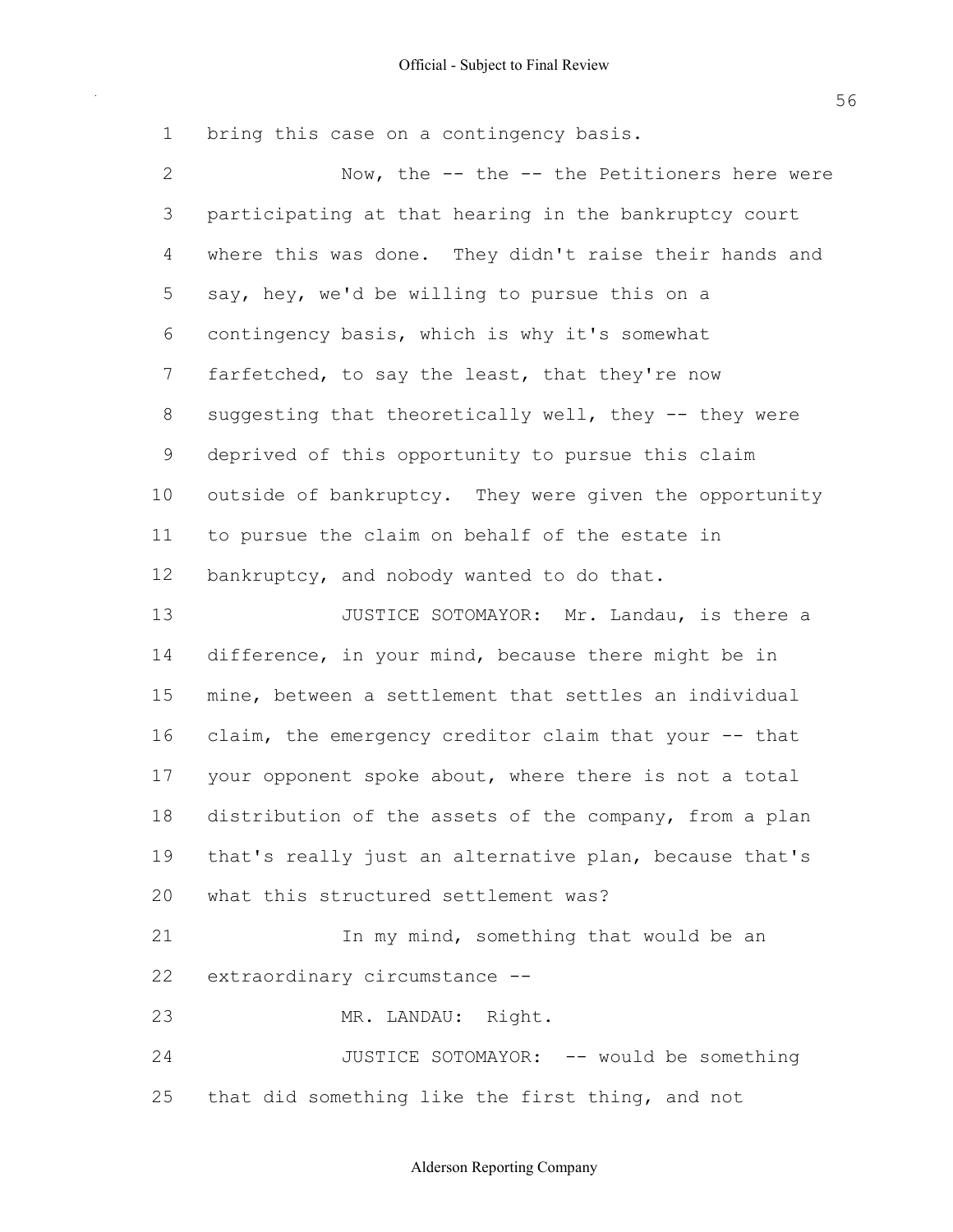bring this case on a contingency basis.

Now, the -- the -- the Petitioners here were participating at that hearing in the bankruptcy court where this was done. They didn't raise their hands and say, hey, we'd be willing to pursue this on a contingency basis, which is why it's somewhat farfetched, to say the least, that they're now suggesting that theoretically well, they -- they were deprived of this opportunity to pursue this claim outside of bankruptcy. They were given the opportunity to pursue the claim on behalf of the estate in bankruptcy, and nobody wanted to do that.

JUSTICE SOTOMAYOR: Mr. Landau, is there a difference, in your mind, because there might be in mine, between a settlement that settles an individual claim, the emergency creditor claim that your -- that your opponent spoke about, where there is not a total distribution of the assets of the company, from a plan that's really just an alternative plan, because that's what this structured settlement was?

In my mind, something that would be an extraordinary circumstance --

MR. LANDAU: Right.

JUSTICE SOTOMAYOR: -- would be something that did something like the first thing, and not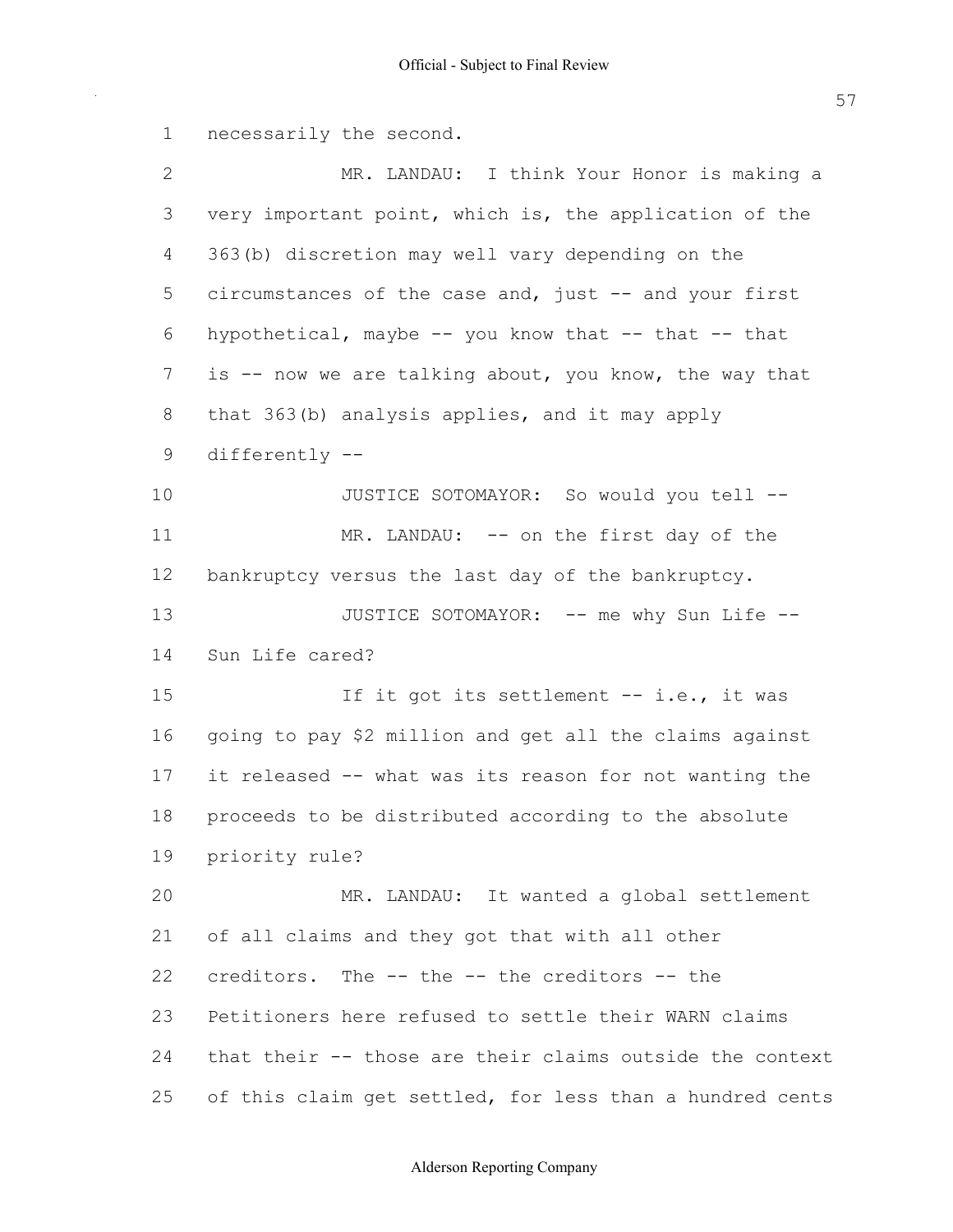necessarily the second.

MR. LANDAU: I think Your Honor is making a very important point, which is, the application of the 363(b) discretion may well vary depending on the circumstances of the case and, just -- and your first hypothetical, maybe -- you know that -- that -- that is -- now we are talking about, you know, the way that that 363(b) analysis applies, and it may apply differently --

JUSTICE SOTOMAYOR: So would you tell --

MR. LANDAU: -- on the first day of the bankruptcy versus the last day of the bankruptcy.

JUSTICE SOTOMAYOR: -- me why Sun Life -- Sun Life cared?

If it got its settlement -- i.e., it was going to pay $2 million and get all the claims against it released -- what was its reason for not wanting the proceeds to be distributed according to the absolute priority rule?

MR. LANDAU: It wanted a global settlement of all claims and they got that with all other creditors. The -- the -- the creditors -- the Petitioners here refused to settle their WARN claims that their -- those are their claims outside the context of this claim get settled, for less than a hundred cents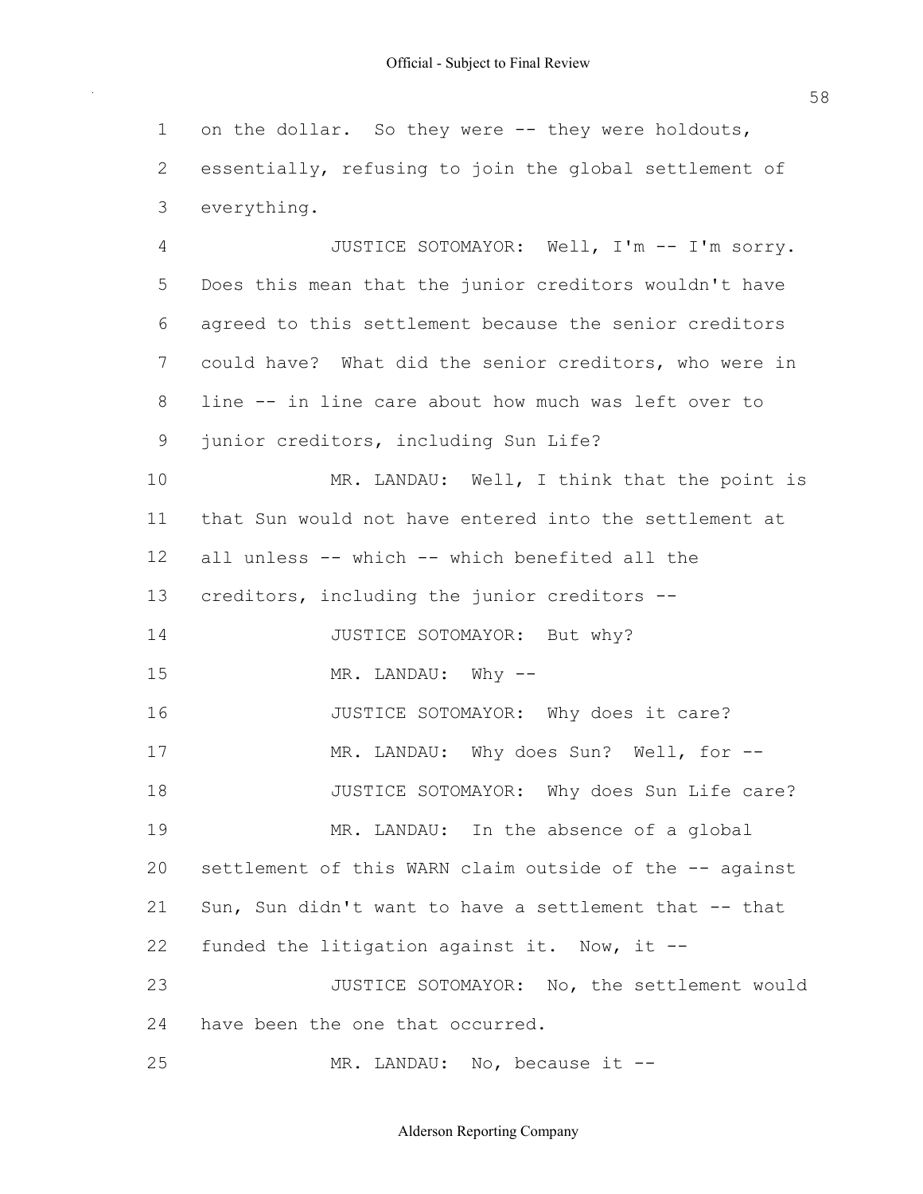1 on the dollar. So they were -- they were holdouts,

2 essentially, refusing to join the global settlement of

3 everything.

4 JUSTICE SOTOMAYOR: Well, I'm -- I'm sorry.

5 Does this mean that the junior creditors wouldn't have

6 agreed to this settlement because the senior creditors

7 could have? What did the senior creditors, who were in

8 line -- in line care about how much was left over to

9 junior creditors, including Sun Life?

10 MR. LANDAU: Well, I think that the point is

11 that Sun would not have entered into the settlement at

12 all unless -- which -- which benefited all the

13 creditors, including the junior creditors --

14 JUSTICE SOTOMAYOR: But why?

15 MR. LANDAU: Why --

16 JUSTICE SOTOMAYOR: Why does it care?

17 MR. LANDAU: Why does Sun? Well, for --

18 JUSTICE SOTOMAYOR: Why does Sun Life care?

19 MR. LANDAU: In the absence of a global

20 settlement of this WARN claim outside of the -- against

21 Sun, Sun didn't want to have a settlement that -- that

22 funded the litigation against it. Now, it --

23 JUSTICE SOTOMAYOR: No, the settlement would

24 have been the one that occurred.

25 MR. LANDAU: No, because it --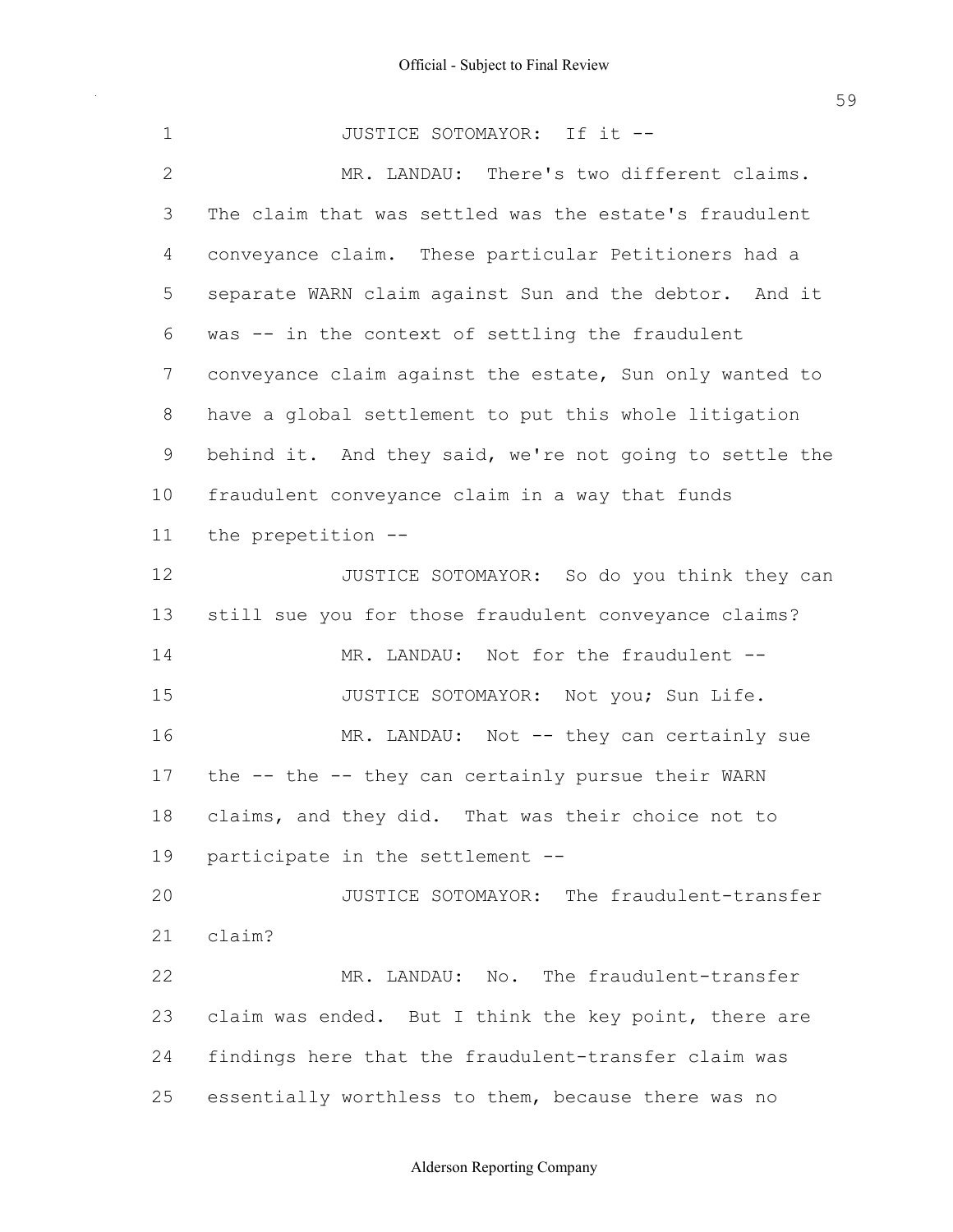JUSTICE SOTOMAYOR: If it --

MR. LANDAU: There's two different claims. The claim that was settled was the estate's fraudulent conveyance claim. These particular Petitioners had a separate WARN claim against Sun and the debtor. And it was -- in the context of settling the fraudulent conveyance claim against the estate, Sun only wanted to have a global settlement to put this whole litigation behind it. And they said, we're not going to settle the fraudulent conveyance claim in a way that funds the prepetition --

JUSTICE SOTOMAYOR: So do you think they can still sue you for those fraudulent conveyance claims?

MR. LANDAU: Not for the fraudulent --

JUSTICE SOTOMAYOR: Not you; Sun Life.

MR. LANDAU: Not -- they can certainly sue the -- the -- they can certainly pursue their WARN claims, and they did. That was their choice not to participate in the settlement --

JUSTICE SOTOMAYOR: The fraudulent-transfer claim?

MR. LANDAU: No. The fraudulent-transfer claim was ended. But I think the key point, there are findings here that the fraudulent-transfer claim was essentially worthless to them, because there was no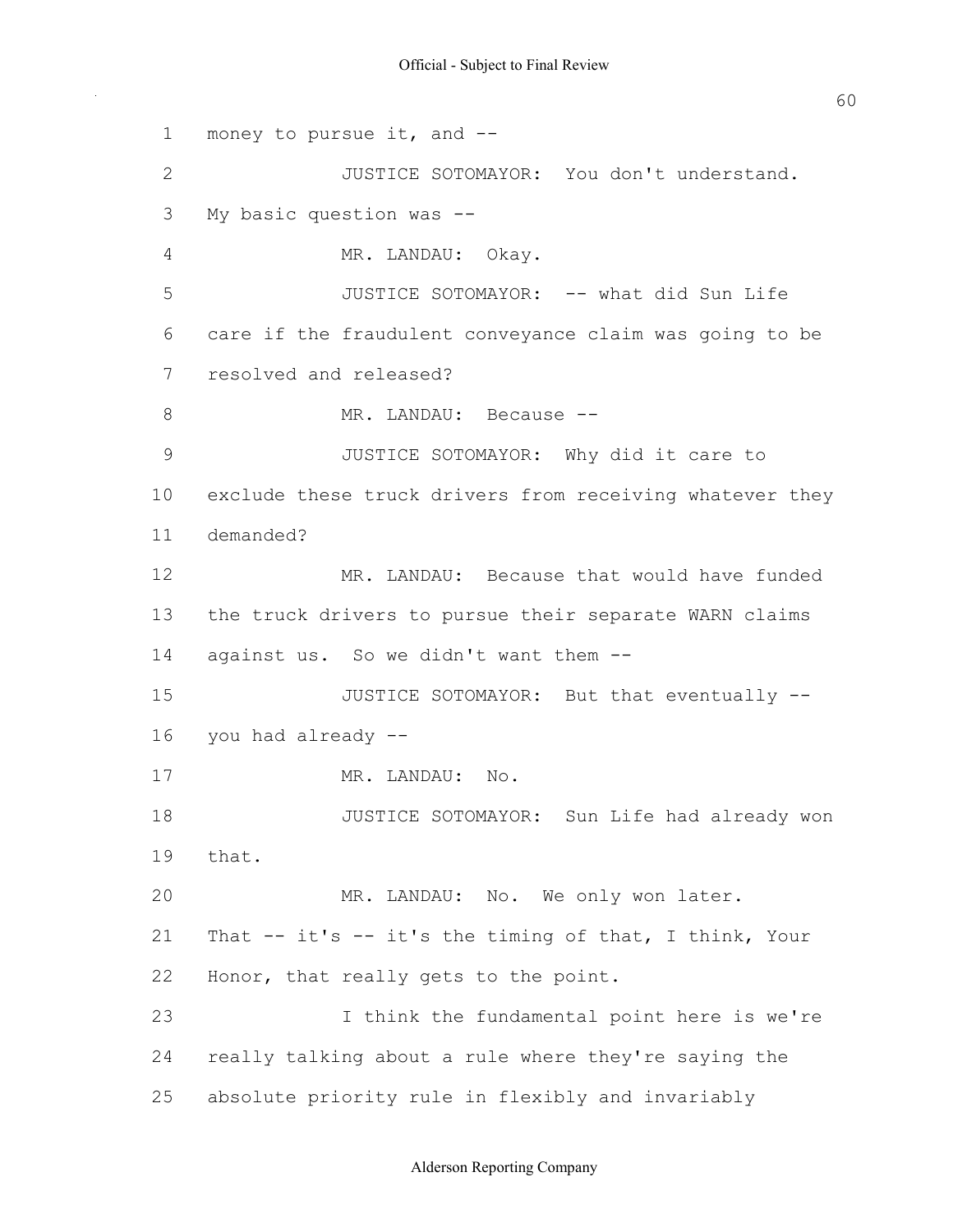money to pursue it, and --

JUSTICE SOTOMAYOR: You don't understand. My basic question was --

MR. LANDAU: Okay.

JUSTICE SOTOMAYOR: -- what did Sun Life care if the fraudulent conveyance claim was going to be resolved and released?

MR. LANDAU: Because --

JUSTICE SOTOMAYOR: Why did it care to exclude these truck drivers from receiving whatever they demanded?

MR. LANDAU: Because that would have funded the truck drivers to pursue their separate WARN claims against us. So we didn't want them --

JUSTICE SOTOMAYOR: But that eventually -- you had already --

MR. LANDAU: No.

JUSTICE SOTOMAYOR: Sun Life had already won that.

MR. LANDAU: No. We only won later. That -- it's -- it's the timing of that, I think, Your Honor, that really gets to the point.

I think the fundamental point here is we're really talking about a rule where they're saying the absolute priority rule in flexibly and invariably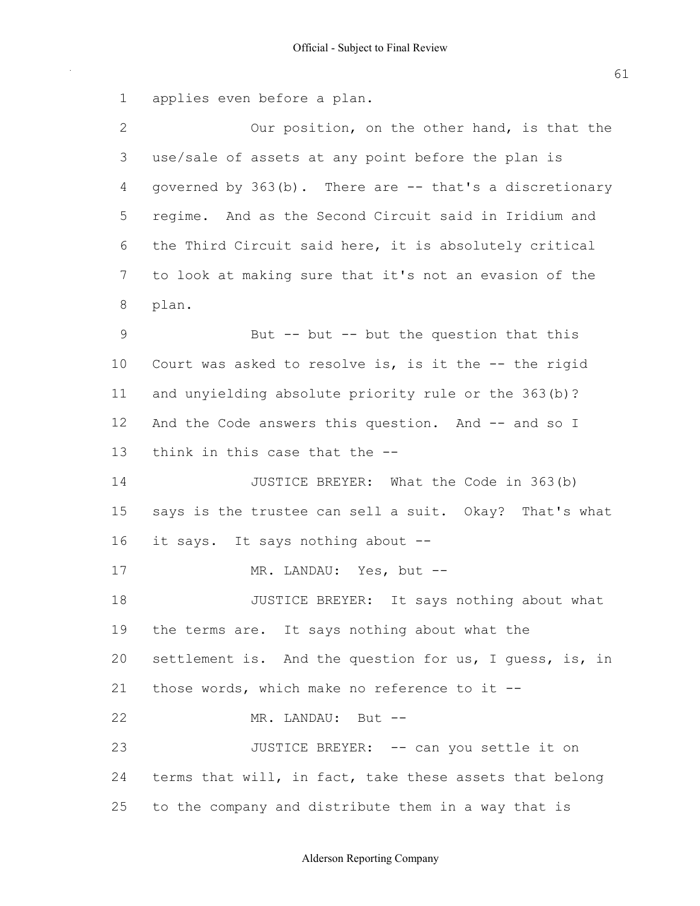applies even before a plan.

Our position, on the other hand, is that the use/sale of assets at any point before the plan is governed by 363(b). There are -- that's a discretionary regime. And as the Second Circuit said in Iridium and the Third Circuit said here, it is absolutely critical to look at making sure that it's not an evasion of the plan.

But -- but -- but the question that this Court was asked to resolve is, is it the -- the rigid and unyielding absolute priority rule or the 363(b)? And the Code answers this question. And -- and so I think in this case that the --

JUSTICE BREYER: What the Code in 363(b) says is the trustee can sell a suit. Okay? That's what it says. It says nothing about --

MR. LANDAU: Yes, but --

JUSTICE BREYER: It says nothing about what the terms are. It says nothing about what the settlement is. And the question for us, I guess, is, in those words, which make no reference to it --

MR. LANDAU: But --

JUSTICE BREYER: -- can you settle it on terms that will, in fact, take these assets that belong to the company and distribute them in a way that is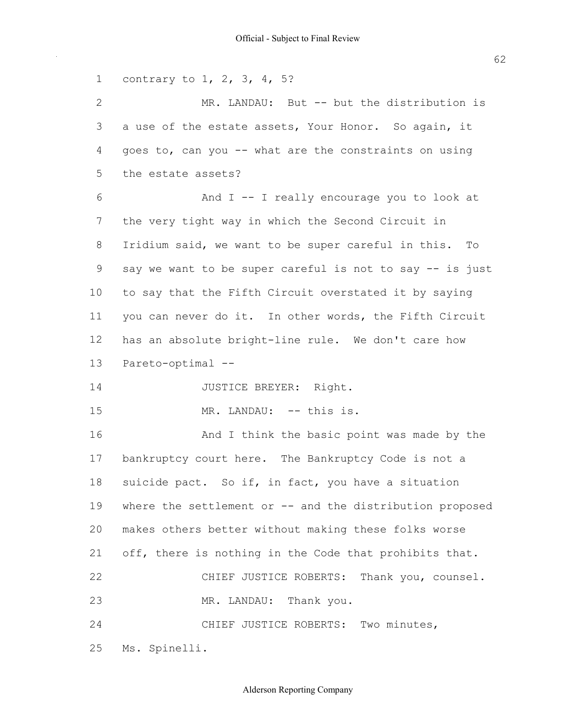1 contrary to 1, 2, 3, 4, 5?

2 MR. LANDAU: But -- but the distribution is
3 a use of the estate assets, Your Honor. So again, it
4 goes to, can you -- what are the constraints on using
5 the estate assets?

6 And I -- I really encourage you to look at
7 the very tight way in which the Second Circuit in
8 Iridium said, we want to be super careful in this. To
9 say we want to be super careful is not to say -- is just
10 to say that the Fifth Circuit overstated it by saying
11 you can never do it. In other words, the Fifth Circuit
12 has an absolute bright-line rule. We don't care how
13 Pareto-optimal --

14 JUSTICE BREYER: Right.

15 MR. LANDAU: -- this is.

16 And I think the basic point was made by the
17 bankruptcy court here. The Bankruptcy Code is not a
18 suicide pact. So if, in fact, you have a situation
19 where the settlement or -- and the distribution proposed
20 makes others better without making these folks worse
21 off, there is nothing in the Code that prohibits that.

22 CHIEF JUSTICE ROBERTS: Thank you, counsel.

23 MR. LANDAU: Thank you.

24 CHIEF JUSTICE ROBERTS: Two minutes,
25 Ms. Spinelli.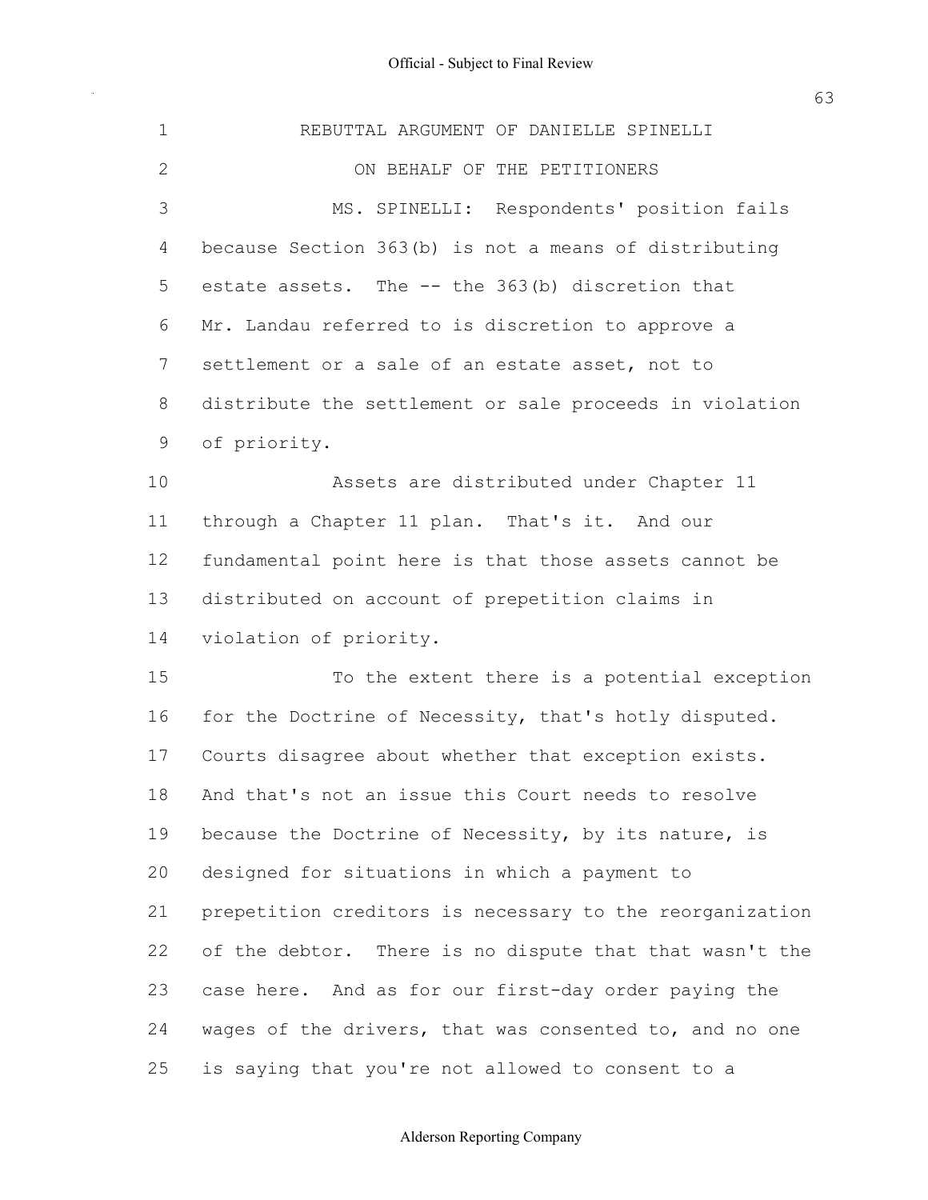REBUTTAL ARGUMENT OF DANIELLE SPINELLI

ON BEHALF OF THE PETITIONERS

MS. SPINELLI: Respondents' position fails because Section 363(b) is not a means of distributing estate assets. The -- the 363(b) discretion that Mr. Landau referred to is discretion to approve a settlement or a sale of an estate asset, not to distribute the settlement or sale proceeds in violation of priority.

Assets are distributed under Chapter 11 through a Chapter 11 plan. That's it. And our fundamental point here is that those assets cannot be distributed on account of prepetition claims in violation of priority.

To the extent there is a potential exception for the Doctrine of Necessity, that's hotly disputed. Courts disagree about whether that exception exists. And that's not an issue this Court needs to resolve because the Doctrine of Necessity, by its nature, is designed for situations in which a payment to prepetition creditors is necessary to the reorganization of the debtor. There is no dispute that that wasn't the case here. And as for our first-day order paying the wages of the drivers, that was consented to, and no one is saying that you're not allowed to consent to a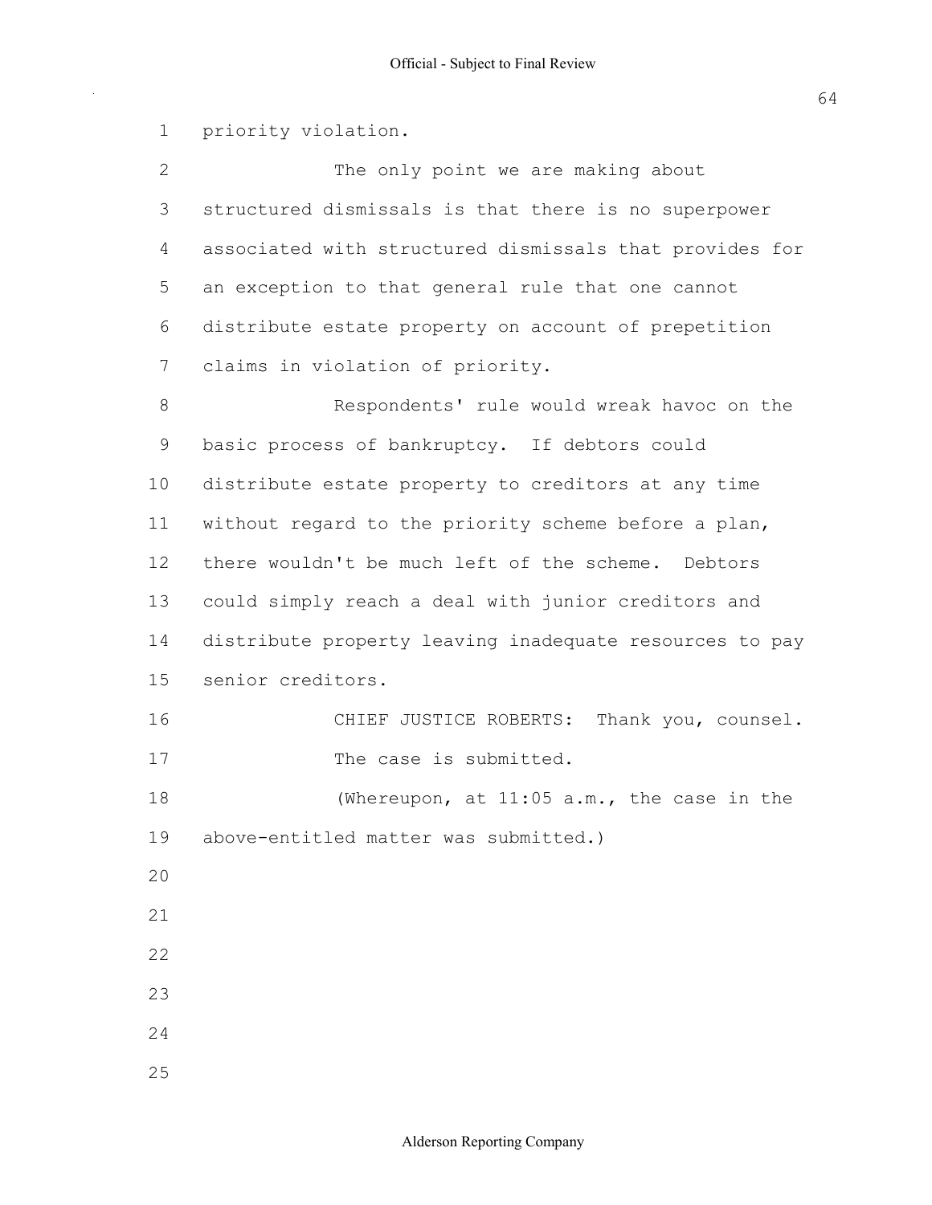priority violation.

The only point we are making about structured dismissals is that there is no superpower associated with structured dismissals that provides for an exception to that general rule that one cannot distribute estate property on account of prepetition claims in violation of priority.

Respondents' rule would wreak havoc on the basic process of bankruptcy. If debtors could distribute estate property to creditors at any time without regard to the priority scheme before a plan, there wouldn't be much left of the scheme. Debtors could simply reach a deal with junior creditors and distribute property leaving inadequate resources to pay senior creditors.

CHIEF JUSTICE ROBERTS: Thank you, counsel. The case is submitted.

(Whereupon, at 11:05 a.m., the case in the above-entitled matter was submitted.)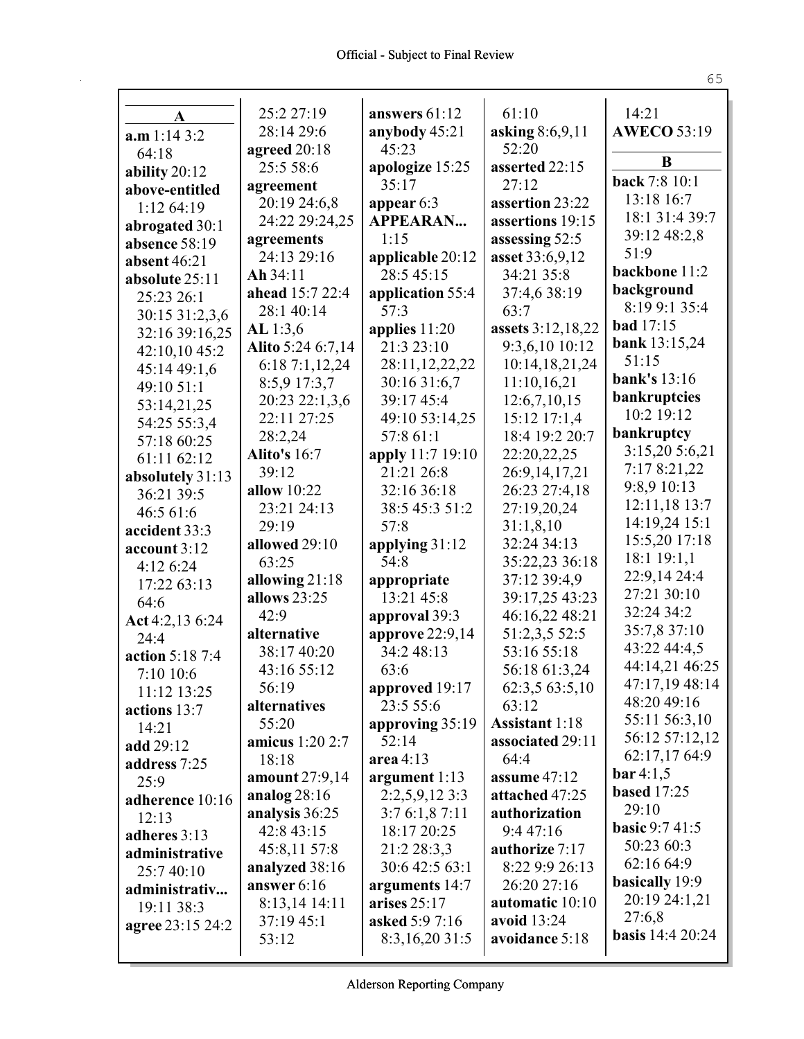## A

**a.m** 1:14 3:2 64:18
**ability** 20:12
**above-entitled** 1:12 64:19
**abrogated** 30:1
**absence** 58:19
**absent** 46:21
**absolute** 25:11 25:23 26:1 30:15 31:2,3,6 32:16 39:16,25 42:10,10 45:2 45:14 49:1,6 49:10 51:1 53:14,21,25 54:25 55:3,4 57:18 60:25 61:11 62:12
**absolutely** 31:13 36:21 39:5 46:5 61:6
**accident** 33:3
**account** 3:12 4:12 6:24 17:22 63:13 64:6
**Act** 4:2,13 6:24 24:4
**action** 5:18 7:4 7:10 10:6 11:12 13:25
**actions** 13:7 14:21
**add** 29:12
**address** 7:25 25:9
**adherence** 10:16 12:13
**adheres** 3:13
**administrative** 25:7 40:10
**administrativ...** 19:11 38:3
**agree** 23:15 24:2 25:2 27:19 28:14 29:6
**agreed** 20:18 25:5 58:6
**agreement** 20:19 24:6,8 24:22 29:24,25
**agreements** 24:13 29:16
**Ah** 34:11
**ahead** 15:7 22:4 28:1 40:14
**AL** 1:3,6
**Alito** 5:24 6:7,14 6:18 7:1,12,24 8:5,9 17:3,7 20:23 22:1,3,6 22:11 27:25 28:2,24
**Alito's** 16:7 39:12
**allow** 10:22 23:21 24:13 29:19
**allowed** 29:10 63:25
**allowing** 21:18
**allows** 23:25 42:9
**alternative** 38:17 40:20 43:16 55:12 56:19
**alternatives** 55:20
**amicus** 1:20 2:7 18:18
**amount** 27:9,14
**analog** 28:16
**analysis** 36:25 42:8 43:15 45:8,11 57:8
**analyzed** 38:16
**answer** 6:16 8:13,14 14:11 37:19 45:1 53:12
**answers** 61:12
**anybody** 45:21 45:23
**apologize** 15:25 35:17
**appear** 6:3
**APPEARAN...** 1:15
**applicable** 20:12 28:5 45:15
**application** 55:4 57:3
**applies** 11:20 21:3 23:10 28:11,12,22,22 30:16 31:6,7 39:17 45:4 49:10 53:14,25 57:8 61:1
**apply** 11:7 19:10 21:21 26:8 32:16 36:18 38:5 45:3 51:2 57:8
**applying** 31:12 54:8
**appropriate** 13:21 45:8
**approval** 39:3
**approve** 22:9,14 34:2 48:13 63:6
**approved** 19:17 23:5 55:6
**approving** 35:19 52:14
**area** 4:13
**argument** 1:13 2:2,5,9,12 3:3 3:7 6:1,8 7:11 18:17 20:25 21:2 28:3,3 30:6 42:5 63:1
**arguments** 14:7
**arises** 25:17
**asked** 5:9 7:16 8:3,16,20 31:5 61:10
**asking** 8:6,9,11 52:20
**asserted** 22:15 27:12
**assertion** 23:22
**assertions** 19:15
**assessing** 52:5
**asset** 33:6,9,12 34:21 35:8 37:4,6 38:19 63:7
**assets** 3:12,18,22 9:3,6,10 10:12 10:14,18,21,24 11:10,16,21 12:6,7,10,15 15:12 17:1,4 18:4 19:2 20:7 22:20,22,25 26:9,14,17,21 26:23 27:4,18 27:19,20,24 31:1,8,10 32:24 34:13 35:22,23 36:18 37:12 39:4,9 39:17,25 43:23 46:16,22 48:21 51:2,3,5 52:5 53:16 55:18 56:18 61:3,24 62:3,5 63:5,10 63:12
**Assistant** 1:18
**associated** 29:11 64:4
**assume** 47:12
**attached** 47:25
**authorization** 9:4 47:16
**authorize** 7:17 8:22 9:9 26:13 26:20 27:16
**automatic** 10:10
**avoid** 13:24
**avoidance** 5:18 14:21
**AWECO** 53:19

## B

**back** 7:8 10:1 13:18 16:7 18:1 31:4 39:7 39:12 48:2,8 51:9
**backbone** 11:2
**background** 8:19 9:1 35:4
**bad** 17:15
**bank** 13:15,24 51:15
**bank's** 13:16
**bankruptcies** 10:2 19:12
**bankruptcy** 3:15,20 5:6,21 7:17 8:21,22 9:8,9 10:13 12:11,18 13:7 14:19,24 15:1 15:5,20 17:18 18:1 19:1,1 22:9,14 24:4 27:21 30:10 32:24 34:2 35:7,8 37:10 43:22 44:4,5 44:14,21 46:25 47:17,19 48:14 48:20 49:16 55:11 56:3,10 56:12 57:12,12 62:17,17 64:9
**bar** 4:1,5
**based** 17:25 29:10
**basic** 9:7 41:5 50:23 60:3 62:16 64:9
**basically** 19:9 20:19 24:1,21 27:6,8
**basis** 14:4 20:24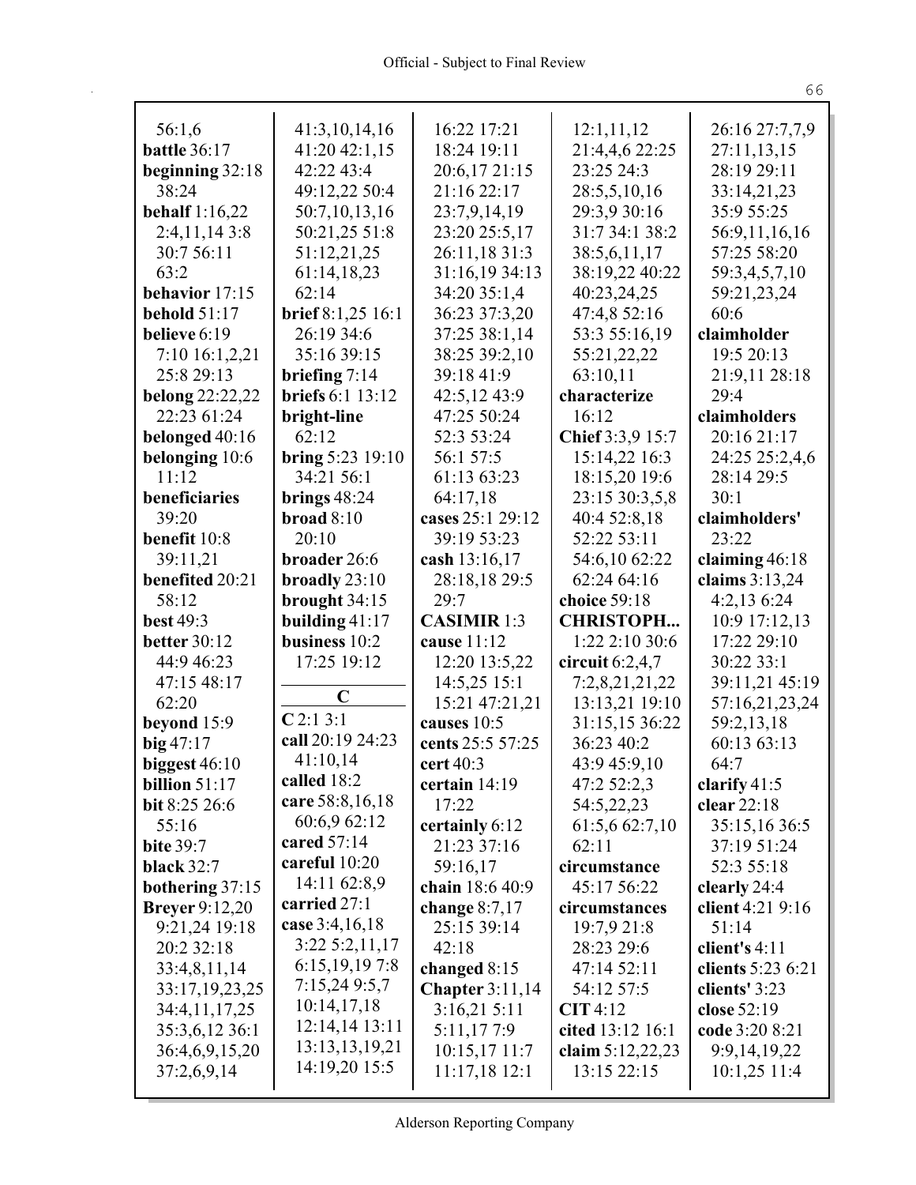56:1,6
**battle** 36:17
**beginning** 32:18 38:24
**behalf** 1:16,22 2:4,11,14 3:8 30:7 56:11 63:2
**behavior** 17:15
**behold** 51:17
**believe** 6:19 7:10 16:1,2,21 25:8 29:13
**belong** 22:22,22 22:23 61:24
**belonged** 40:16
**belonging** 10:6 11:12
**beneficiaries** 39:20
**benefit** 10:8 39:11,21
**benefited** 20:21 58:12
**best** 49:3
**better** 30:12 44:9 46:23 47:15 48:17 62:20
**beyond** 15:9
**big** 47:17
**biggest** 46:10
**billion** 51:17
**bit** 8:25 26:6 55:16
**bite** 39:7
**black** 32:7
**bothering** 37:15
**Breyer** 9:12,20 9:21,24 19:18 20:2 32:18 33:4,8,11,14 33:17,19,23,25 34:4,11,17,25 35:3,6,12 36:1 36:4,6,9,15,20 37:2,6,9,14 41:3,10,14,16 41:20 42:1,15 42:22 43:4 49:12,22 50:4 50:7,10,13,16 50:21,25 51:8 51:12,21,25 61:14,18,23 62:14
**brief** 8:1,25 16:1 26:19 34:6 35:16 39:15
**briefing** 7:14
**briefs** 6:1 13:12
**bright-line** 62:12
**bring** 5:23 19:10 34:21 56:1
**brings** 48:24
**broad** 8:10 20:10
**broader** 26:6
**broadly** 23:10
**brought** 34:15
**building** 41:17
**business** 10:2 17:25 19:12

## C

**C** 2:1 3:1
**call** 20:19 24:23 41:10,14
**called** 18:2
**care** 58:8,16,18 60:6,9 62:12
**cared** 57:14
**careful** 10:20 14:11 62:8,9
**carried** 27:1
**case** 3:4,16,18 3:22 5:2,11,17 6:15,19,19 7:8 7:15,24 9:5,7 10:14,17,18 12:14,14 13:11 13:13,13,19,21 14:19,20 15:5 16:22 17:21 18:24 19:11 20:6,17 21:15 21:16 22:17 23:7,9,14,19 23:20 25:5,17 26:11,18 31:3 31:16,19 34:13 34:20 35:1,4 36:23 37:3,20 37:25 38:1,14 38:25 39:2,10 39:18 41:9 42:5,12 43:9 47:25 50:24 52:3 53:24 56:1 57:5 61:13 63:23 64:17,18
**cases** 25:1 29:12 39:19 53:23
**cash** 13:16,17 28:18,18 29:5 29:7
**CASIMIR** 1:3
**cause** 11:12 12:20 13:5,22 14:5,25 15:1 15:21 47:21,21
**causes** 10:5
**cents** 25:5 57:25
**cert** 40:3
**certain** 14:19 17:22
**certainly** 6:12 21:23 37:16 59:16,17
**chain** 18:6 40:9
**change** 8:7,17 25:15 39:14 42:18
**changed** 8:15
**Chapter** 3:11,14 3:16,21 5:11 5:11,17 7:9 10:15,17 11:7 11:17,18 12:1 12:1,11,12 21:4,4,6 22:25 23:25 24:3 28:5,5,10,16 29:3,9 30:16 31:7 34:1 38:2 38:5,6,11,17 38:19,22 40:22 40:23,24,25 47:4,8 52:16 53:3 55:16,19 55:21,22,22 63:10,11
**characterize** 16:12
**Chief** 3:3,9 15:7 15:14,22 16:3 18:15,20 19:6 23:15 30:3,5,8 40:4 52:8,18 52:22 53:11 54:6,10 62:22 62:24 64:16
**choice** 59:18
**CHRISTOPH...** 1:22 2:10 30:6
**circuit** 6:2,4,7 7:2,8,21,21,22 13:13,21 19:10 31:15,15 36:22 36:23 40:2 43:9 45:9,10 47:2 52:2,3 54:5,22,23 61:5,6 62:7,10 62:11
**circumstance** 45:17 56:22
**circumstances** 19:7,9 21:8 28:23 29:6 47:14 52:11 54:12 57:5
**CIT** 4:12
**cited** 13:12 16:1
**claim** 5:12,22,23 13:15 22:15 26:16 27:7,7,9 27:11,13,15 28:19 29:11 33:14,21,23 35:9 55:25 56:9,11,16,16 57:25 58:20 59:3,4,5,7,10 59:21,23,24 60:6
**claimholder** 19:5 20:13 21:9,11 28:18 29:4
**claimholders** 20:16 21:17 24:25 25:2,4,6 28:14 29:5 30:1
**claimholders'** 23:22
**claiming** 46:18
**claims** 3:13,24 4:2,13 6:24 10:9 17:12,13 17:22 29:10 30:22 33:1 39:11,21 45:19 57:16,21,23,24 59:2,13,18 60:13 63:13 64:7
**clarify** 41:5
**clear** 22:18 35:15,16 36:5 37:19 51:24 52:3 55:18
**clearly** 24:4
**client** 4:21 9:16 51:14
**client's** 4:11
**clients** 5:23 6:21
**clients'** 3:23
**close** 52:19
**code** 3:20 8:21 9:9,14,19,22 10:1,25 11:4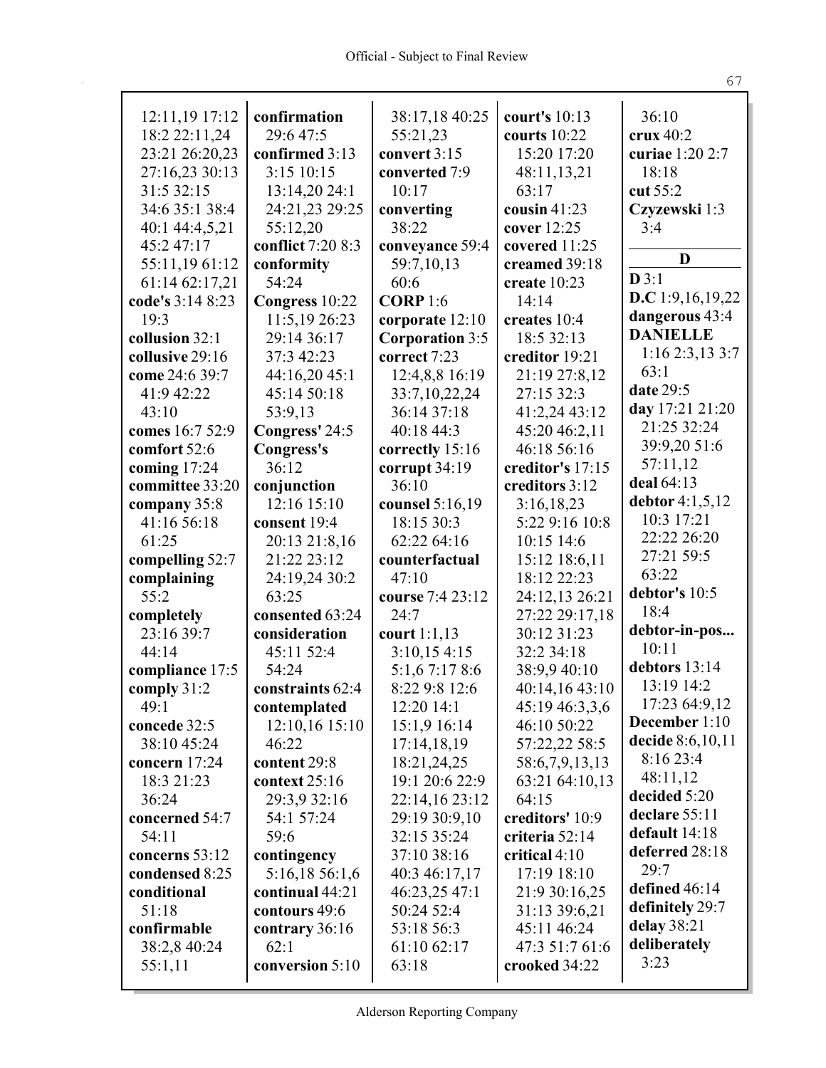12:11,19 17:12 18:2 22:11,24 23:21 26:20,23 27:16,23 30:13 31:5 32:15 34:6 35:1 38:4 40:1 44:4,5,21 45:2 47:17 55:11,19 61:12 61:14 62:17,21
**code's** 3:14 8:23 19:3
**collusion** 32:1
**collusive** 29:16
**come** 24:6 39:7 41:9 42:22 43:10
**comes** 16:7 52:9
**comfort** 52:6
**coming** 17:24
**committee** 33:20
**company** 35:8 41:16 56:18 61:25
**compelling** 52:7
**complaining** 55:2
**completely** 23:16 39:7 44:14
**compliance** 17:5
**comply** 31:2 49:1
**concede** 32:5 38:10 45:24
**concern** 17:24 18:3 21:23 36:24
**concerned** 54:7 54:11
**concerns** 53:12
**condensed** 8:25
**conditional** 51:18
**confirmable** 38:2,8 40:24 55:1,11
**confirmation** 29:6 47:5
**confirmed** 3:13 3:15 10:15 13:14,20 24:1 24:21,23 29:25 55:12,20
**conflict** 7:20 8:3
**conformity** 54:24
**Congress** 10:22 11:5,19 26:23 29:14 36:17 37:3 42:23 44:16,20 45:1 45:14 50:18 53:9,13
**Congress'** 24:5
**Congress's** 36:12
**conjunction** 12:16 15:10
**consent** 19:4 20:13 21:8,16 21:22 23:12 24:19,24 30:2 63:25
**consented** 63:24
**consideration** 45:11 52:4 54:24
**constraints** 62:4
**contemplated** 12:10,16 15:10 46:22
**content** 29:8
**context** 25:16 29:3,9 32:16 54:1 57:24 59:6
**contingency** 5:16,18 56:1,6
**continual** 44:21
**contours** 49:6
**contrary** 36:16 62:1
**conversion** 5:10
38:17,18 40:25 55:21,23
**convert** 3:15
**converted** 7:9 10:17
**converting** 38:22
**conveyance** 59:4 59:7,10,13 60:6
**CORP** 1:6
**corporate** 12:10
**Corporation** 3:5
**correct** 7:23 12:4,8,8 16:19 33:7,10,22,24 36:14 37:18 40:18 44:3
**correctly** 15:16
**corrupt** 34:19 36:10
**counsel** 5:16,19 18:15 30:3 62:22 64:16
**counterfactual** 47:10
**course** 7:4 23:12 24:7
**court** 1:1,13 3:10,15 4:15 5:1,6 7:17 8:6 8:22 9:8 12:6 12:20 14:1 15:1,9 16:14 17:14,18,19 18:21,24,25 19:1 20:6 22:9 22:14,16 23:12 29:19 30:9,10 32:15 35:24 37:10 38:16 40:3 46:17,17 46:23,25 47:1 50:24 52:4 53:18 56:3 61:10 62:17 63:18
**court's** 10:13
**courts** 10:22 15:20 17:20 48:11,13,21 63:17
**cousin** 41:23
**cover** 12:25
**covered** 11:25
**creamed** 39:18
**create** 10:23 14:14
**creates** 10:4 18:5 32:13
**creditor** 19:21 21:19 27:8,12 27:15 32:3 41:2,24 43:12 45:20 46:2,11 46:18 56:16
**creditor's** 17:15
**creditors** 3:12 3:16,18,23 5:22 9:16 10:8 10:15 14:6 15:12 18:6,11 18:12 22:23 24:12,13 26:21 27:22 29:17,18 30:12 31:23 32:2 34:18 38:9,9 40:10 40:14,16 43:10 45:19 46:3,3,6 46:10 50:22 57:22,22 58:5 58:6,7,9,13,13 63:21 64:10,13 64:15
**creditors'** 10:9
**criteria** 52:14
**critical** 4:10 17:19 18:10 21:9 30:16,25 31:13 39:6,21 45:11 46:24 47:3 51:7 61:6
**crooked** 34:22
36:10
**crux** 40:2
**curiae** 1:20 2:7 18:18
**cut** 55:2
**Czyzewski** 1:3 3:4

## D

**D** 3:1
**D.C** 1:9,16,19,22
**dangerous** 43:4
**DANIELLE** 1:16 2:3,13 3:7 63:1
**date** 29:5
**day** 17:21 21:20 21:25 32:24 39:9,20 51:6 57:11,12
**deal** 64:13
**debtor** 4:1,5,12 10:3 17:21 22:22 26:20 27:21 59:5 63:22
**debtor's** 10:5 18:4
**debtor-in-pos...** 10:11
**debtors** 13:14 13:19 14:2 17:23 64:9,12
**December** 1:10
**decide** 8:6,10,11 8:16 23:4 48:11,12
**decided** 5:20
**declare** 55:11
**default** 14:18
**deferred** 28:18 29:7
**defined** 46:14
**definitely** 29:7
**delay** 38:21
**deliberately** 3:23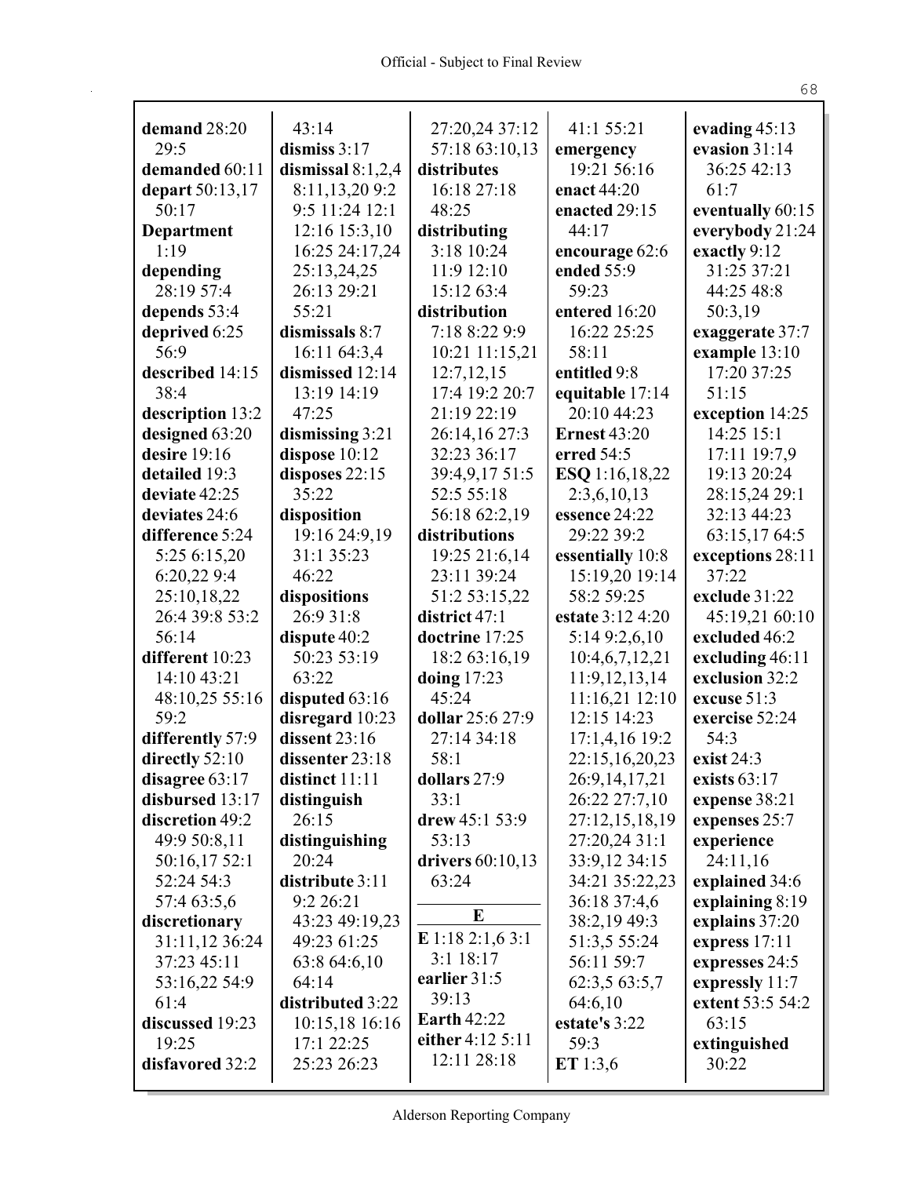**demand** 28:20 29:5
**demanded** 60:11
**depart** 50:13,17 50:17
**Department** 1:19
**depending** 28:19 57:4
**depends** 53:4
**deprived** 6:25 56:9
**described** 14:15 38:4
**description** 13:2
**designed** 63:20
**desire** 19:16
**detailed** 19:3
**deviate** 42:25
**deviates** 24:6
**difference** 5:24 5:25 6:15,20 6:20,22 9:4 25:10,18,22 26:4 39:8 53:2 56:14
**different** 10:23 14:10 43:21 48:10,25 55:16 59:2
**differently** 57:9
**directly** 52:10
**disagree** 63:17
**disbursed** 13:17
**discretion** 49:2 49:9 50:8,11 50:16,17 52:1 52:24 54:3 57:4 63:5,6
**discretionary** 31:11,12 36:24 37:23 45:11 53:16,22 54:9 61:4
**discussed** 19:23 19:25
**disfavored** 32:2

43:14
**dismiss** 3:17
**dismissal** 8:1,2,4 8:11,13,20 9:2 9:5 11:24 12:1 12:16 15:3,10 16:25 24:17,24 25:13,24,25 26:13 29:21 55:21
**dismissals** 8:7 16:11 64:3,4
**dismissed** 12:14 13:19 14:19 47:25
**dismissing** 3:21
**dispose** 10:12
**disposes** 22:15 35:22
**disposition** 19:16 24:9,19 31:1 35:23 46:22
**dispositions** 26:9 31:8
**dispute** 40:2 50:23 53:19 63:22
**disputed** 63:16
**disregard** 10:23
**dissent** 23:16
**dissenter** 23:18
**distinct** 11:11
**distinguish** 26:15
**distinguishing** 20:24
**distribute** 3:11 9:2 26:21 43:23 49:19,23 49:23 61:25 63:8 64:6,10 64:14
**distributed** 3:22 10:15,18 16:16 17:1 22:25 25:23 26:23

27:20,24 37:12 57:18 63:10,13
**distributes** 16:18 27:18 48:25
**distributing** 3:18 10:24 11:9 12:10 15:12 63:4
**distribution** 7:18 8:22 9:9 10:21 11:15,21 12:7,12,15 17:4 19:2 20:7 21:19 22:19 26:14,16 27:3 32:23 36:17 39:4,9,17 51:5 52:5 55:18 56:18 62:2,19
**distributions** 19:25 21:6,14 23:11 39:24 51:2 53:15,22
**district** 47:1
**doctrine** 17:25 18:2 63:16,19
**doing** 17:23 45:24
**dollar** 25:6 27:9 27:14 34:18 58:1
**dollars** 27:9 33:1
**drew** 45:1 53:9 53:13
**drivers** 60:10,13 63:24

**E**

**E** 1:18 2:1,6 3:1 3:1 18:17
**earlier** 31:5 39:13
**Earth** 42:22
**either** 4:12 5:11 12:11 28:18

41:1 55:21
**emergency** 19:21 56:16
**enact** 44:20
**enacted** 29:15 44:17
**encourage** 62:6
**ended** 55:9 59:23
**entered** 16:20 16:22 25:25 58:11
**entitled** 9:8
**equitable** 17:14 20:10 44:23
**Ernest** 43:20
**erred** 54:5
**ESQ** 1:16,18,22 2:3,6,10,13
**essence** 24:22 29:22 39:2
**essentially** 10:8 15:19,20 19:14 58:2 59:25
**estate** 3:12 4:20 5:14 9:2,6,10 10:4,6,7,12,21 11:9,12,13,14 11:16,21 12:10 12:15 14:23 17:1,4,16 19:2 22:15,16,20,23 26:9,14,17,21 26:22 27:7,10 27:12,15,18,19 27:20,24 31:1 33:9,12 34:15 34:21 35:22,23 36:18 37:4,6 38:2,19 49:3 51:3,5 55:24 56:11 59:7 62:3,5 63:5,7 64:6,10
**estate's** 3:22 59:3
**ET** 1:3,6

**evading** 45:13
**evasion** 31:14 36:25 42:13 61:7
**eventually** 60:15
**everybody** 21:24
**exactly** 9:12 31:25 37:21 44:25 48:8 50:3,19
**exaggerate** 37:7
**example** 13:10 17:20 37:25 51:15
**exception** 14:25 14:25 15:1 17:11 19:7,9 19:13 20:24 28:15,24 29:1 32:13 44:23 63:15,17 64:5
**exceptions** 28:11 37:22
**exclude** 31:22 45:19,21 60:10
**excluded** 46:2
**excluding** 46:11
**exclusion** 32:2
**excuse** 51:3
**exercise** 52:24 54:3
**exist** 24:3
**exists** 63:17
**expense** 38:21
**expenses** 25:7
**experience** 24:11,16
**explained** 34:6
**explaining** 8:19
**explains** 37:20
**express** 17:11
**expresses** 24:5
**expressly** 11:7
**extent** 53:5 54:2 63:15
**extinguished** 30:22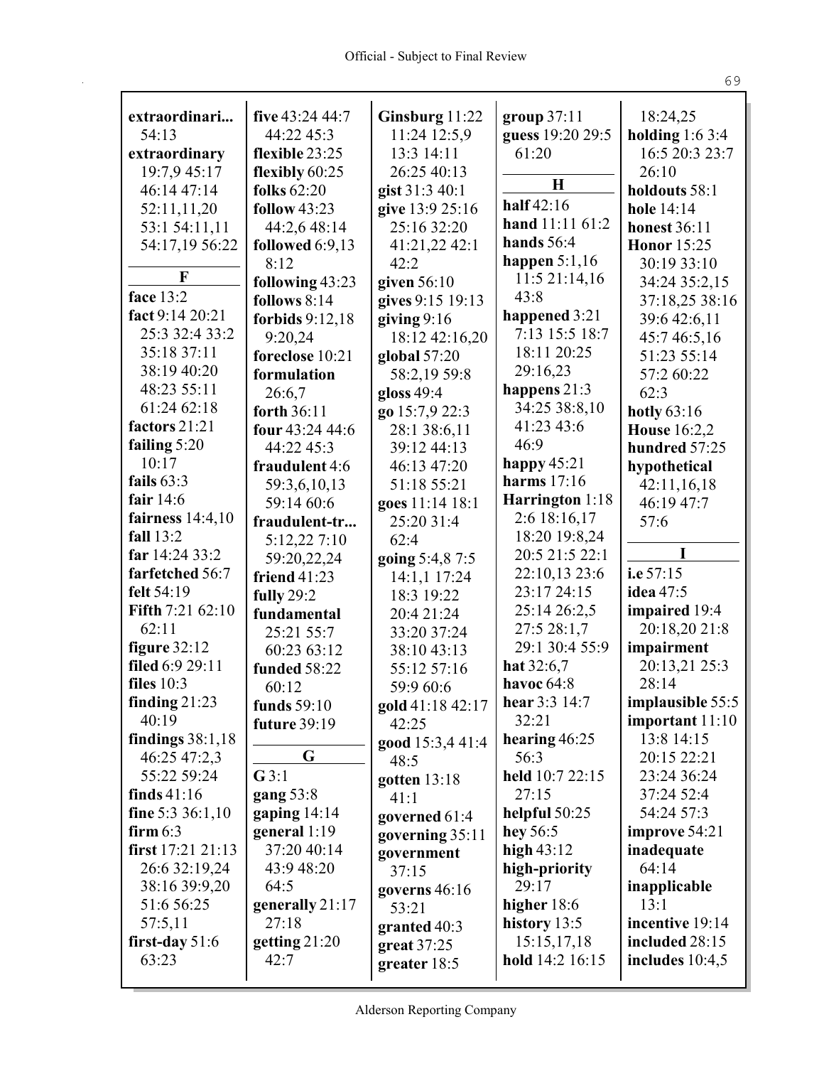**extraordinari...** 54:13
**extraordinary** 19:7,9 45:17 46:14 47:14 52:11,11,20 53:1 54:11,11 54:17,19 56:22

**F**

**face** 13:2
**fact** 9:14 20:21 25:3 32:4 33:2 35:18 37:11 38:19 40:20 48:23 55:11 61:24 62:18
**factors** 21:21
**failing** 5:20 10:17
**fails** 63:3
**fair** 14:6
**fairness** 14:4,10
**fall** 13:2
**far** 14:24 33:2
**farfetched** 56:7
**felt** 54:19
**Fifth** 7:21 62:10 62:11
**figure** 32:12
**filed** 6:9 29:11
**files** 10:3
**finding** 21:23 40:19
**findings** 38:1,18 46:25 47:2,3 55:22 59:24
**finds** 41:16
**fine** 5:3 36:1,10
**firm** 6:3
**first** 17:21 21:13 26:6 32:19,24 38:16 39:9,20 51:6 56:25 57:5,11
**first-day** 51:6 63:23
**five** 43:24 44:7 44:22 45:3
**flexible** 23:25
**flexibly** 60:25
**folks** 62:20
**follow** 43:23 44:2,6 48:14
**followed** 6:9,13 8:12
**following** 43:23
**follows** 8:14
**forbids** 9:12,18 9:20,24
**foreclose** 10:21
**formulation** 26:6,7
**forth** 36:11
**four** 43:24 44:6 44:22 45:3
**fraudulent** 4:6 59:3,6,10,13 59:14 60:6
**fraudulent-tr...** 5:12,22 7:10 59:20,22,24
**friend** 41:23
**fully** 29:2
**fundamental** 25:21 55:7 60:23 63:12
**funded** 58:22 60:12
**funds** 59:10
**future** 39:19

**G**

**G** 3:1
**gang** 53:8
**gaping** 14:14
**general** 1:19 37:20 40:14 43:9 48:20 64:5
**generally** 21:17 27:18
**getting** 21:20 42:7
**Ginsburg** 11:22 11:24 12:5,9 13:3 14:11 26:25 40:13
**gist** 31:3 40:1
**give** 13:9 25:16 25:16 32:20 41:21,22 42:1 42:2
**given** 56:10
**gives** 9:15 19:13
**giving** 9:16 18:12 42:16,20
**global** 57:20 58:2,19 59:8
**gloss** 49:4
**go** 15:7,9 22:3 28:1 38:6,11 39:12 44:13 46:13 47:20 51:18 55:21
**goes** 11:14 18:1 25:20 31:4 62:4
**going** 5:4,8 7:5 14:1,1 17:24 18:3 19:22 20:4 21:24 33:20 37:24 38:10 43:13 55:12 57:16 59:9 60:6
**gold** 41:18 42:17 42:25
**good** 15:3,4 41:4 48:5
**gotten** 13:18 41:1
**governed** 61:4
**governing** 35:11
**government** 37:15
**governs** 46:16 53:21
**granted** 40:3
**great** 37:25
**greater** 18:5
**group** 37:11
**guess** 19:20 29:5 61:20

**H**

**half** 42:16
**hand** 11:11 61:2
**hands** 56:4
**happen** 5:1,16 11:5 21:14,16 43:8
**happened** 3:21 7:13 15:5 18:7 18:11 20:25 29:16,23
**happens** 21:3 34:25 38:8,10 41:23 43:6 46:9
**happy** 45:21
**harms** 17:16
**Harrington** 1:18 2:6 18:16,17 18:20 19:8,24 20:5 21:5 22:1 22:10,13 23:6 23:17 24:15 25:14 26:2,5 27:5 28:1,7 29:1 30:4 55:9
**hat** 32:6,7
**havoc** 64:8
**hear** 3:3 14:7 32:21
**hearing** 46:25 56:3
**held** 10:7 22:15 27:15
**helpful** 50:25
**hey** 56:5
**high** 43:12
**high-priority** 29:17
**higher** 18:6
**history** 13:5 15:15,17,18
**hold** 14:2 16:15 18:24,25
**holding** 1:6 3:4 16:5 20:3 23:7 26:10
**holdouts** 58:1
**hole** 14:14
**honest** 36:11
**Honor** 15:25 30:19 33:10 34:24 35:2,15 37:18,25 38:16 39:6 42:6,11 45:7 46:5,16 51:23 55:14 57:2 60:22 62:3
**hotly** 63:16
**House** 16:2,2
**hundred** 57:25
**hypothetical** 42:11,16,18 46:19 47:7 57:6

**I**

**i.e** 57:15
**idea** 47:5
**impaired** 19:4 20:18,20 21:8
**impairment** 20:13,21 25:3 28:14
**implausible** 55:5
**important** 11:10 13:8 14:15 20:15 22:21 23:24 36:24 37:24 52:4 54:24 57:3
**improve** 54:21
**inadequate** 64:14
**inapplicable** 13:1
**incentive** 19:14
**included** 28:15
**includes** 10:4,5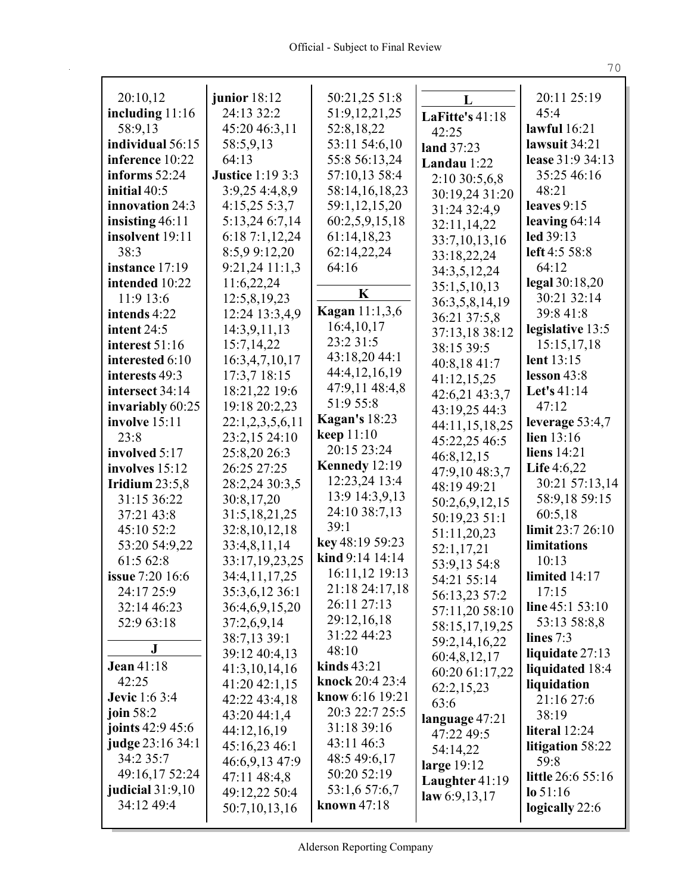20:10,12
**including** 11:16 58:9,13
**individual** 56:15
**inference** 10:22
**informs** 52:24
**initial** 40:5
**innovation** 24:3
**insisting** 46:11
**insolvent** 19:11 38:3
**instance** 17:19
**intended** 10:22 11:9 13:6
**intends** 4:22
**intent** 24:5
**interest** 51:16
**interested** 6:10
**interests** 49:3
**intersect** 34:14
**invariably** 60:25
**involve** 15:11 23:8
**involved** 5:17
**involves** 15:12
**Iridium** 23:5,8 31:15 36:22 37:21 43:8 45:10 52:2 53:20 54:9,22 61:5 62:8
**issue** 7:20 16:6 24:17 25:9 32:14 46:23 52:9 63:18

## J

**Jean** 41:18 42:25
**Jevic** 1:6 3:4
**join** 58:2
**joints** 42:9 45:6
**judge** 23:16 34:1 34:2 35:7 49:16,17 52:24
**judicial** 31:9,10 34:12 49:4
**junior** 18:12 24:13 32:2 45:20 46:3,11 58:5,9,13 64:13
**Justice** 1:19 3:3 3:9,25 4:4,8,9 4:15,25 5:3,7 5:13,24 6:7,14 6:18 7:1,12,24 8:5,9 9:12,20 9:21,24 11:1,3 11:6,22,24 12:5,8,19,23 12:24 13:3,4,9 14:3,9,11,13 15:7,14,22 16:3,4,7,10,17 17:3,7 18:15 18:21,22 19:6 19:18 20:2,23 22:1,2,3,5,6,11 23:2,15 24:10 25:8,20 26:3 26:25 27:25 28:2,24 30:3,5 30:8,17,20 31:5,18,21,25 32:8,10,12,18 33:4,8,11,14 33:17,19,23,25 34:4,11,17,25 35:3,6,12 36:1 36:4,6,9,15,20 37:2,6,9,14 38:7,13 39:1 39:12 40:4,13 41:3,10,14,16 41:20 42:1,15 42:22 43:4,18 43:20 44:1,4 44:12,16,19 45:16,23 46:1 46:6,9,13 47:9 47:11 48:4,8 49:12,22 50:4 50:7,10,13,16 50:21,25 51:8 51:9,12,21,25 52:8,18,22 53:11 54:6,10 55:8 56:13,24 57:10,13 58:4 58:14,16,18,23 59:1,12,15,20 60:2,5,9,15,18 61:14,18,23 62:14,22,24 64:16

## K

**Kagan** 11:1,3,6 16:4,10,17 23:2 31:5 43:18,20 44:1 44:4,12,16,19 47:9,11 48:4,8 51:9 55:8
**Kagan's** 18:23
**keep** 11:10 20:15 23:24
**Kennedy** 12:19 12:23,24 13:4 13:9 14:3,9,13 24:10 38:7,13 39:1
**key** 48:19 59:23
**kind** 9:14 14:14 16:11,12 19:13 21:18 24:17,18 26:11 27:13 29:12,16,18 31:22 44:23 48:10
**kinds** 43:21
**knock** 20:4 23:4
**know** 6:16 19:21 20:3 22:7 25:5 31:18 39:16 43:11 46:3 48:5 49:6,17 50:20 52:19 53:1,6 57:6,7
**known** 47:18

## L

**LaFitte's** 41:18 42:25
**land** 37:23
**Landau** 1:22 2:10 30:5,6,8 30:19,24 31:20 31:24 32:4,9 32:11,14,22 33:7,10,13,16 33:18,22,24 34:3,5,12,24 35:1,5,10,13 36:3,5,8,14,19 36:21 37:5,8 37:13,18 38:12 38:15 39:5 40:8,18 41:7 41:12,15,25 42:6,21 43:3,7 43:19,25 44:3 44:11,15,18,25 45:22,25 46:5 46:8,12,15 47:9,10 48:3,7 48:19 49:21 50:2,6,9,12,15 50:19,23 51:1 51:11,20,23 52:1,17,21 53:9,13 54:8 54:21 55:14 56:13,23 57:2 57:11,20 58:10 58:15,17,19,25 59:2,14,16,22 60:4,8,12,17 60:20 61:17,22 62:2,15,23 63:6
**language** 47:21 47:22 49:5 54:14,22
**large** 19:12
**Laughter** 41:19
**law** 6:9,13,17 20:11 25:19 45:4
**lawful** 16:21
**lawsuit** 34:21
**lease** 31:9 34:13 35:25 46:16 48:21
**leaves** 9:15
**leaving** 64:14
**led** 39:13
**left** 4:5 58:8 64:12
**legal** 30:18,20 30:21 32:14 39:8 41:8
**legislative** 13:5 15:15,17,18
**lent** 13:15
**lesson** 43:8
**Let's** 41:14 47:12
**leverage** 53:4,7
**lien** 13:16
**liens** 14:21
**Life** 4:6,22 30:21 57:13,14 58:9,18 59:15 60:5,18
**limit** 23:7 26:10
**limitations** 10:13
**limited** 14:17 17:15
**line** 45:1 53:10 53:13 58:8,8
**lines** 7:3
**liquidate** 27:13
**liquidated** 18:4
**liquidation** 21:16 27:6 38:19
**literal** 12:24
**litigation** 58:22 59:8
**little** 26:6 55:16
**lo** 51:16
**logically** 22:6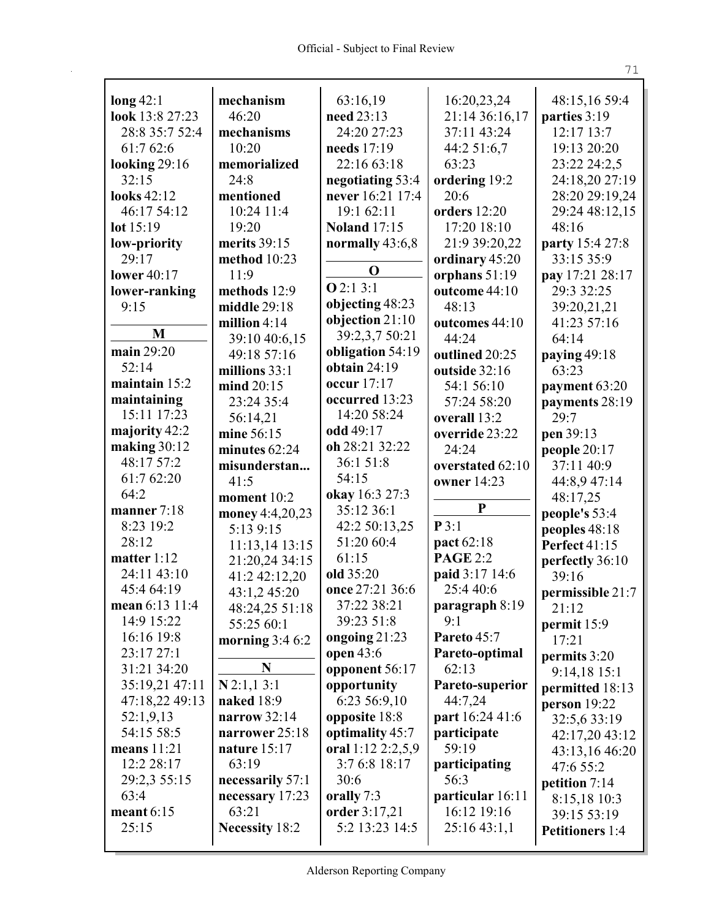**long** 42:1
**look** 13:8 27:23 28:8 35:7 52:4 61:7 62:6
**looking** 29:16 32:15
**looks** 42:12 46:17 54:12
**lot** 15:19
**low-priority** 29:17
**lower** 40:17
**lower-ranking** 9:15

**M**

**main** 29:20 52:14
**maintain** 15:2
**maintaining** 15:11 17:23
**majority** 42:2
**making** 30:12 48:17 57:2 61:7 62:20 64:2
**manner** 7:18 8:23 19:2 28:12
**matter** 1:12 24:11 43:10 45:4 64:19
**mean** 6:13 11:4 14:9 15:22 16:16 19:8 23:17 27:1 31:21 34:20 35:19,21 47:11 47:18,22 49:13 52:1,9,13 54:15 58:5
**means** 11:21 12:2 28:17 29:2,3 55:15 63:4
**meant** 6:15 25:15
**mechanism** 46:20
**mechanisms** 10:20
**memorialized** 24:8
**mentioned** 10:24 11:4 19:20
**merits** 39:15
**method** 10:23 11:9
**methods** 12:9
**middle** 29:18
**million** 4:14 39:10 40:6,15 49:18 57:16
**millions** 33:1
**mind** 20:15 23:24 35:4 56:14,21
**mine** 56:15
**minutes** 62:24
**misunderstan...** 41:5
**moment** 10:2
**money** 4:4,20,23 5:13 9:15 11:13,14 13:15 21:20,24 34:15 41:2 42:12,20 43:1,2 45:20 48:24,25 51:18 55:25 60:1
**morning** 3:4 6:2

**N**

**N** 2:1,1 3:1
**naked** 18:9
**narrow** 32:14
**narrower** 25:18
**nature** 15:17 63:19
**necessarily** 57:1
**necessary** 17:23 63:21
**Necessity** 18:2
63:16,19
**need** 23:13 24:20 27:23
**needs** 17:19 22:16 63:18
**negotiating** 53:4
**never** 16:21 17:4 19:1 62:11
**Noland** 17:15
**normally** 43:6,8

**O**

**O** 2:1 3:1
**objecting** 48:23
**objection** 21:10 39:2,3,7 50:21
**obligation** 54:19
**obtain** 24:19
**occur** 17:17
**occurred** 13:23 14:20 58:24
**odd** 49:17
**oh** 28:21 32:22 36:1 51:8 54:15
**okay** 16:3 27:3 35:12 36:1 42:2 50:13,25 51:20 60:4 61:15
**old** 35:20
**once** 27:21 36:6 37:22 38:21 39:23 51:8
**ongoing** 21:23
**open** 43:6
**opponent** 56:17
**opportunity** 6:23 56:9,10
**opposite** 18:8
**optimality** 45:7
**oral** 1:12 2:2,5,9 3:7 6:8 18:17 30:6
**orally** 7:3
**order** 3:17,21 5:2 13:23 14:5
16:20,23,24 21:14 36:16,17 37:11 43:24 44:2 51:6,7 63:23
**ordering** 19:2 20:6
**orders** 12:20 17:20 18:10 21:9 39:20,22
**ordinary** 45:20
**orphans** 51:19
**outcome** 44:10 48:13
**outcomes** 44:10 44:24
**outlined** 20:25
**outside** 32:16 54:1 56:10 57:24 58:20
**overall** 13:2
**override** 23:22 24:24
**overstated** 62:10
**owner** 14:23

**P**

**P** 3:1
**pact** 62:18
**PAGE** 2:2
**paid** 3:17 14:6 25:4 40:6
**paragraph** 8:19 9:1
**Pareto** 45:7
**Pareto-optimal** 62:13
**Pareto-superior** 44:7,24
**part** 16:24 41:6
**participate** 59:19
**participating** 56:3
**particular** 16:11 16:12 19:16 25:16 43:1,1
48:15,16 59:4
**parties** 3:19 12:17 13:7 19:13 20:20 23:22 24:2,5 24:18,20 27:19 28:20 29:19,24 29:24 48:12,15 48:16
**party** 15:4 27:8 33:15 35:9
**pay** 17:21 28:17 29:3 32:25 39:20,21,21 41:23 57:16 64:14
**paying** 49:18 63:23
**payment** 63:20
**payments** 28:19 29:7
**pen** 39:13
**people** 20:17 37:11 40:9 44:8,9 47:14 48:17,25
**people's** 53:4
**peoples** 48:18
**Perfect** 41:15
**perfectly** 36:10 39:16
**permissible** 21:7 21:12
**permit** 15:9 17:21
**permits** 3:20 9:14,18 15:1
**permitted** 18:13
**person** 19:22 32:5,6 33:19 42:17,20 43:12 43:13,16 46:20 47:6 55:2
**petition** 7:14 8:15,18 10:3 39:15 53:19
**Petitioners** 1:4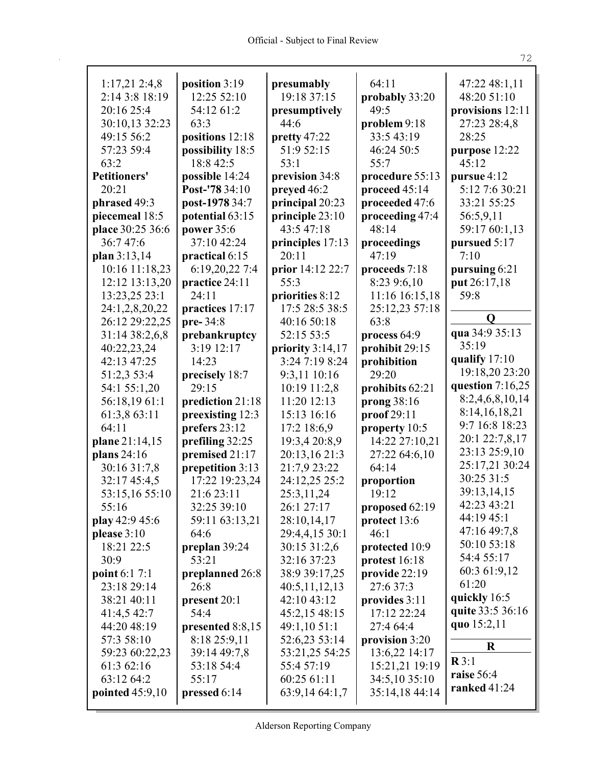1:17,21 2:4,8
2:14 3:8 18:19
20:16 25:4
30:10,13 32:23
49:15 56:2
57:23 59:4
63:2

**Petitioners'** 20:21
**phrased** 49:3
**piecemeal** 18:5
**place** 30:25 36:6 36:7 47:6
**plan** 3:13,14 10:16 11:18,23 12:12 13:13,20 13:23,25 23:1 24:1,2,8,20,22 26:12 29:22,25 31:14 38:2,6,8 40:22,23,24 42:13 47:25 51:2,3 53:4 54:1 55:1,20 56:18,19 61:1 61:3,8 63:11 64:11
**plane** 21:14,15
**plans** 24:16 30:16 31:7,8 32:17 45:4,5 53:15,16 55:10 55:16
**play** 42:9 45:6
**please** 3:10 18:21 22:5 30:9
**point** 6:1 7:1 23:18 29:14 38:21 40:11 41:4,5 42:7 44:20 48:19 57:3 58:10 59:23 60:22,23 61:3 62:16 63:12 64:2
**pointed** 45:9,10

**position** 3:19 12:25 52:10 54:12 61:2 63:3
**positions** 12:18
**possibility** 18:5 18:8 42:5
**possible** 14:24
**Post-'78** 34:10
**post-1978** 34:7
**potential** 63:15
**power** 35:6 37:10 42:24
**practical** 6:15 6:19,20,22 7:4
**practice** 24:11 24:11
**practices** 17:17
**pre-** 34:8
**prebankruptcy** 3:19 12:17 14:23
**precisely** 18:7 29:15
**prediction** 21:18
**preexisting** 12:3
**prefers** 23:12
**prefiling** 32:25
**premised** 21:17
**prepetition** 3:13 17:22 19:23,24 21:6 23:11 32:25 39:10 59:11 63:13,21 64:6
**preplan** 39:24 53:21
**preplanned** 26:8 26:8
**present** 20:1 54:4
**presented** 8:8,15 8:18 25:9,11 39:14 49:7,8 53:18 54:4 55:17
**pressed** 6:14

**presumably** 19:18 37:15
**presumptively** 44:6
**pretty** 47:22 51:9 52:15 53:1
**prevision** 34:8
**preyed** 46:2
**principal** 20:23
**principle** 23:10 43:5 47:18
**principles** 17:13 20:11
**prior** 14:12 22:7 55:3
**priorities** 8:12 17:5 28:5 38:5 40:16 50:18 52:15 53:5
**priority** 3:14,17 3:24 7:19 8:24 9:3,11 10:16 10:19 11:2,8 11:20 12:13 15:13 16:16 17:2 18:6,9 19:3,4 20:8,9 20:13,16 21:3 21:7,9 23:22 24:12,25 25:2 25:3,11,24 26:1 27:17 28:10,14,17 29:4,4,15 30:1 30:15 31:2,6 32:16 37:23 38:9 39:17,25 40:5,11,12,13 42:10 43:12 45:2,15 48:15 49:1,10 51:1 52:6,23 53:14 53:21,25 54:25 55:4 57:19 60:25 61:11 63:9,14 64:1,7

64:11
**probably** 33:20 49:5
**problem** 9:18 33:5 43:19 46:24 50:5 55:7
**procedure** 55:13
**proceed** 45:14
**proceeded** 47:6
**proceeding** 47:4 48:14
**proceedings** 47:19
**proceeds** 7:18 8:23 9:6,10 11:16 16:15,18 25:12,23 57:18 63:8
**process** 64:9
**prohibit** 29:15
**prohibition** 29:20
**prohibits** 62:21
**prong** 38:16
**proof** 29:11
**property** 10:5 14:22 27:10,21 27:22 64:6,10 64:14
**proportion** 19:12
**proposed** 62:19
**protect** 13:6 46:1
**protected** 10:9
**protest** 16:18
**provide** 22:19 27:6 37:3
**provides** 3:11 17:12 22:24 27:4 64:4
**provision** 3:20 13:6,22 14:17 15:21,21 19:19 34:5,10 35:10 35:14,18 44:14

47:22 48:1,11 48:20 51:10
**provisions** 12:11 27:23 28:4,8 28:25
**purpose** 12:22 45:12
**pursue** 4:12 5:12 7:6 30:21 33:21 55:25 56:5,9,11 59:17 60:1,13
**pursued** 5:17 7:10
**pursuing** 6:21
**put** 26:17,18 59:8

## Q

**qua** 34:9 35:13 35:19
**qualify** 17:10 19:18,20 23:20
**question** 7:16,25 8:2,4,6,8,10,14 8:14,16,18,21 9:7 16:8 18:23 20:1 22:7,8,17 23:13 25:9,10 25:17,21 30:24 30:25 31:5 39:13,14,15 42:23 43:21 44:19 45:1 47:16 49:7,8 50:10 53:18 54:4 55:17 60:3 61:9,12 61:20
**quickly** 16:5
**quite** 33:5 36:16
**quo** 15:2,11

## R

**R** 3:1
**raise** 56:4
**ranked** 41:24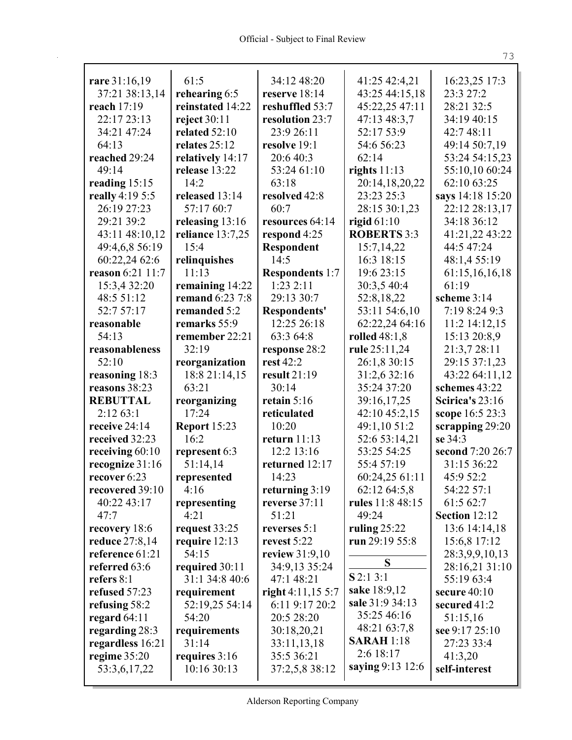**rare** 31:16,19 37:21 38:13,14
**reach** 17:19 22:17 23:13 34:21 47:24 64:13
**reached** 29:24 49:14
**reading** 15:15
**really** 4:19 5:5 26:19 27:23 29:21 39:2 43:11 48:10,12 49:4,6,8 56:19 60:22,24 62:6
**reason** 6:21 11:7 15:3,4 32:20 48:5 51:12 52:7 57:17
**reasonable** 54:13
**reasonableness** 52:10
**reasoning** 18:3
**reasons** 38:23
**REBUTTAL** 2:12 63:1
**receive** 24:14
**received** 32:23
**receiving** 60:10
**recognize** 31:16
**recover** 6:23
**recovered** 39:10 40:22 43:17 47:7
**recovery** 18:6
**reduce** 27:8,14
**reference** 61:21
**referred** 63:6
**refers** 8:1
**refused** 57:23
**refusing** 58:2
**regard** 64:11
**regarding** 28:3
**regardless** 16:21
**regime** 35:20 53:3,6,17,22 61:5
**rehearing** 6:5
**reinstated** 14:22
**reject** 30:11
**related** 52:10
**relates** 25:12
**relatively** 14:17
**release** 13:22 14:2
**released** 13:14 57:17 60:7
**releasing** 13:16
**reliance** 13:7,25 15:4
**relinquishes** 11:13
**remaining** 14:22
**remand** 6:23 7:8
**remanded** 5:2
**remarks** 55:9
**remember** 22:21 32:19
**reorganization** 18:8 21:14,15 63:21
**reorganizing** 17:24
**Report** 15:23 16:2
**represent** 6:3 51:14,14
**represented** 4:16
**representing** 4:21
**request** 33:25
**require** 12:13 54:15
**required** 30:11 31:1 34:8 40:6
**requirement** 52:19,25 54:14 54:20
**requirements** 31:14
**requires** 3:16 10:16 30:13 34:12 48:20
**reserve** 18:14
**reshuffled** 53:7
**resolution** 23:7 23:9 26:11
**resolve** 19:1 20:6 40:3 53:24 61:10 63:18
**resolved** 42:8 60:7
**resources** 64:14
**respond** 4:25
**Respondent** 14:5
**Respondents** 1:7 1:23 2:11 29:13 30:7
**Respondents'** 12:25 26:18 63:3 64:8
**response** 28:2
**rest** 42:2
**result** 21:19 30:14
**retain** 5:16
**reticulated** 10:20
**return** 11:13 12:2 13:16
**returned** 12:17 14:23
**returning** 3:19
**reverse** 37:11 51:21
**reverses** 5:1
**revest** 5:22
**review** 31:9,10 34:9,13 35:24 47:1 48:21
**right** 4:11,15 5:7 6:11 9:17 20:2 20:5 28:20 30:18,20,21 33:11,13,18 35:5 36:21 37:2,5,8 38:12 41:25 42:4,21 43:25 44:15,18 45:22,25 47:11 47:13 48:3,7 52:17 53:9 54:6 56:23 62:14
**rights** 11:13 20:14,18,20,22 23:23 25:3 28:15 30:1,23
**rigid** 61:10
**ROBERTS** 3:3 15:7,14,22 16:3 18:15 19:6 23:15 30:3,5 40:4 52:8,18,22 53:11 54:6,10 62:22,24 64:16
**rolled** 48:1,8
**rule** 25:11,24 26:1,8 30:15 31:2,6 32:16 35:24 37:20 39:16,17,25 42:10 45:2,15 49:1,10 51:2 52:6 53:14,21 53:25 54:25 55:4 57:19 60:24,25 61:11 62:12 64:5,8
**rules** 11:8 48:15 49:24
**ruling** 25:22
**run** 29:19 55:8

## S

**S** 2:1 3:1
**sake** 18:9,12
**sale** 31:9 34:13 35:25 46:16 48:21 63:7,8
**SARAH** 1:18 2:6 18:17
**saying** 9:13 12:6 16:23,25 17:3 23:3 27:2 28:21 32:5 34:19 40:15 42:7 48:11 49:14 50:7,19 53:24 54:15,23 55:10,10 60:24 62:10 63:25
**says** 14:18 15:20 22:12 28:13,17 34:18 36:12 41:21,22 43:22 44:5 47:24 48:1,4 55:19 61:15,16,16,18 61:19
**scheme** 3:14 7:19 8:24 9:3 11:2 14:12,15 15:13 20:8,9 21:3,7 28:11 29:15 37:1,23 43:22 64:11,12
**schemes** 43:22
**Scirica's** 23:16
**scope** 16:5 23:3
**scrapping** 29:20
**se** 34:3
**second** 7:20 26:7 31:15 36:22 45:9 52:2 54:22 57:1 61:5 62:7
**Section** 12:12 13:6 14:14,18 15:6,8 17:12 28:3,9,9,10,13 28:16,21 31:10 55:19 63:4
**secure** 40:10
**secured** 41:2 51:15,16
**see** 9:17 25:10 27:23 33:4 41:3,20
**self-interest**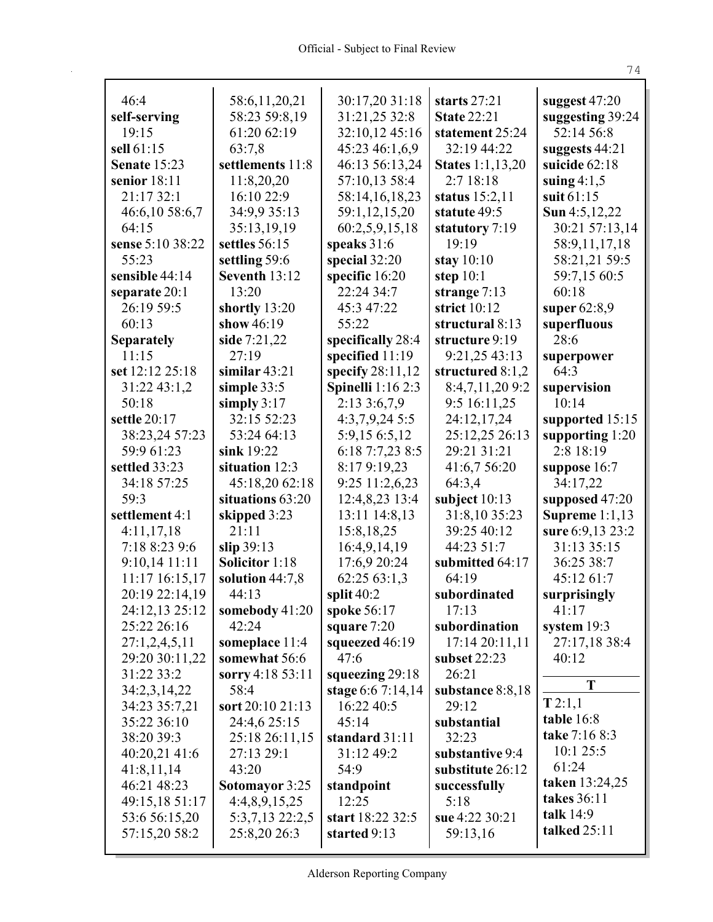46:4
**self-serving** 19:15
**sell** 61:15
**Senate** 15:23
**senior** 18:11 21:17 32:1 46:6,10 58:6,7 64:15
**sense** 5:10 38:22 55:23
**sensible** 44:14
**separate** 20:1 26:19 59:5 60:13
**Separately** 11:15
**set** 12:12 25:18 31:22 43:1,2 50:18
**settle** 20:17 38:23,24 57:23 59:9 61:23
**settled** 33:23 34:18 57:25 59:3
**settlement** 4:1 4:11,17,18 7:18 8:23 9:6 9:10,14 11:11 11:17 16:15,17 20:19 22:14,19 24:12,13 25:12 25:22 26:16 27:1,2,4,5,11 29:20 30:11,22 31:22 33:2 34:2,3,14,22 34:23 35:7,21 35:22 36:10 38:20 39:3 40:20,21 41:6 41:8,11,14 46:21 48:23 49:15,18 51:17 53:6 56:15,20 57:15,20 58:2 58:6,11,20,21 58:23 59:8,19 61:20 62:19 63:7,8
**settlements** 11:8 11:8,20,20 16:10 22:9 34:9,9 35:13 35:13,19,19
**settles** 56:15
**settling** 59:6
**Seventh** 13:12 13:20
**shortly** 13:20
**show** 46:19
**side** 7:21,22 27:19
**similar** 43:21
**simple** 33:5
**simply** 3:17 32:15 52:23 53:24 64:13
**sink** 19:22
**situation** 12:3 45:18,20 62:18
**situations** 63:20
**skipped** 3:23 21:11
**slip** 39:13
**Solicitor** 1:18
**solution** 44:7,8 44:13
**somebody** 41:20 42:24
**someplace** 11:4
**somewhat** 56:6
**sorry** 4:18 53:11 58:4
**sort** 20:10 21:13 24:4,6 25:15 25:18 26:11,15 27:13 29:1 43:20
**Sotomayor** 3:25 4:4,8,9,15,25 5:3,7,13 22:2,5 25:8,20 26:3 30:17,20 31:18 31:21,25 32:8 32:10,12 45:16 45:23 46:1,6,9 46:13 56:13,24 57:10,13 58:4 58:14,16,18,23 59:1,12,15,20 60:2,5,9,15,18
**speaks** 31:6
**special** 32:20
**specific** 16:20 22:24 34:7 45:3 47:22 55:22
**specifically** 28:4
**specified** 11:19
**specify** 28:11,12
**Spinelli** 1:16 2:3 2:13 3:6,7,9 4:3,7,9,24 5:5 5:9,15 6:5,12 6:18 7:7,23 8:5 8:17 9:19,23 9:25 11:2,6,23 12:4,8,23 13:4 13:11 14:8,13 15:8,18,25 16:4,9,14,19 17:6,9 20:24 62:25 63:1,3
**split** 40:2
**spoke** 56:17
**square** 7:20
**squeezed** 46:19 47:6
**squeezing** 29:18
**stage** 6:6 7:14,14 16:22 40:5 45:14
**standard** 31:11 31:12 49:2 54:9
**standpoint** 12:25
**start** 18:22 32:5
**started** 9:13
**starts** 27:21
**State** 22:21
**statement** 25:24 32:19 44:22
**States** 1:1,13,20 2:7 18:18
**status** 15:2,11
**statute** 49:5
**statutory** 7:19 19:19
**stay** 10:10
**step** 10:1
**strange** 7:13
**strict** 10:12
**structural** 8:13
**structure** 9:19 9:21,25 43:13
**structured** 8:1,2 8:4,7,11,20 9:2 9:5 16:11,25 24:12,17,24 25:12,25 26:13 29:21 31:21 41:6,7 56:20 64:3,4
**subject** 10:13 31:8,10 35:23 39:25 40:12 44:23 51:7
**submitted** 64:17 64:19
**subordinated** 17:13
**subordination** 17:14 20:11,11
**subset** 22:23 26:21
**substance** 8:8,18 29:12
**substantial** 32:23
**substantive** 9:4
**substitute** 26:12
**successfully** 5:18
**sue** 4:22 30:21 59:13,16
**suggest** 47:20
**suggesting** 39:24 52:14 56:8
**suggests** 44:21
**suicide** 62:18
**suing** 4:1,5
**suit** 61:15
**Sun** 4:5,12,22 30:21 57:13,14 58:9,11,17,18 58:21,21 59:5 59:7,15 60:5 60:18
**super** 62:8,9
**superfluous** 28:6
**superpower** 64:3
**supervision** 10:14
**supported** 15:15
**supporting** 1:20 2:8 18:19
**suppose** 16:7 34:17,22
**supposed** 47:20
**Supreme** 1:1,13
**sure** 6:9,13 23:2 31:13 35:15 36:25 38:7 45:12 61:7
**surprisingly** 41:17
**system** 19:3 27:17,18 38:4 40:12

## T

**T** 2:1,1
**table** 16:8
**take** 7:16 8:3 10:1 25:5 61:24
**taken** 13:24,25
**takes** 36:11
**talk** 14:9
**talked** 25:11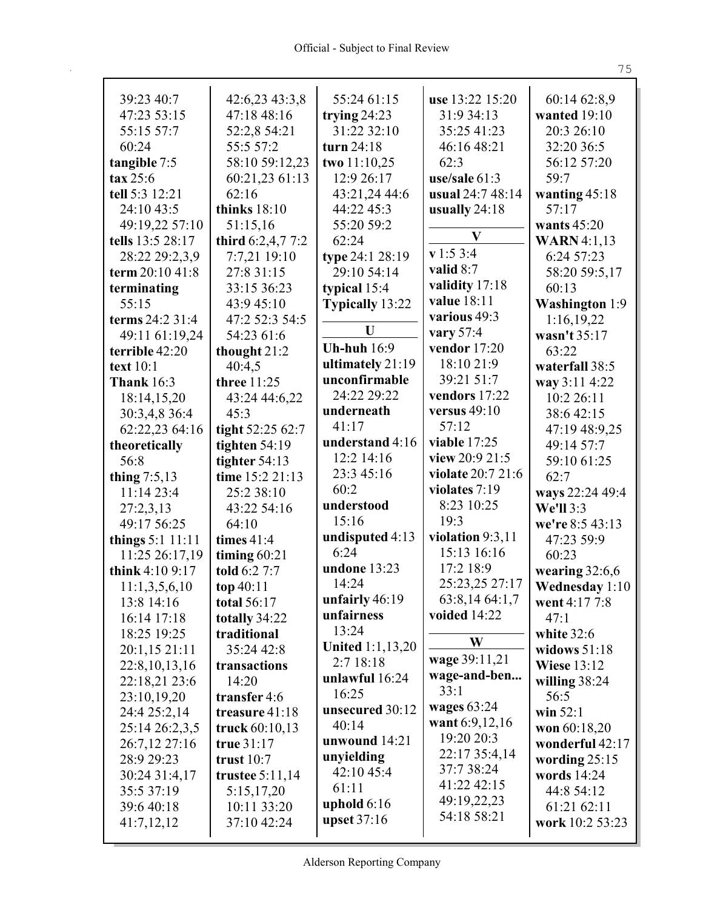39:23 40:7
47:23 53:15
55:15 57:7
60:24
**tangible** 7:5
**tax** 25:6
**tell** 5:3 12:21
24:10 43:5
49:19,22 57:10
**tells** 13:5 28:17
28:22 29:2,3,9
**term** 20:10 41:8
**terminating**
55:15
**terms** 24:2 31:4
49:11 61:19,24
**terrible** 42:20
**text** 10:1
**Thank** 16:3
18:14,15,20
30:3,4,8 36:4
62:22,23 64:16
**theoretically**
56:8
**thing** 7:5,13
11:14 23:4
27:2,3,13
49:17 56:25
**things** 5:1 11:11
11:25 26:17,19
**think** 4:10 9:17
11:1,3,5,6,10
13:8 14:16
16:14 17:18
18:25 19:25
20:1,15 21:11
22:8,10,13,16
22:18,21 23:6
23:10,19,20
24:4 25:2,14
25:14 26:2,3,5
26:7,12 27:16
28:9 29:23
30:24 31:4,17
35:5 37:19
39:6 40:18
41:7,12,12
42:6,23 43:3,8
47:18 48:16
52:2,8 54:21
55:5 57:2
58:10 59:12,23
60:21,23 61:13
62:16
**thinks** 18:10
51:15,16
**third** 6:2,4,7 7:2
7:7,21 19:10
27:8 31:15
33:15 36:23
43:9 45:10
47:2 52:3 54:5
54:23 61:6
**thought** 21:2
40:4,5
**three** 11:25
43:24 44:6,22
45:3
**tight** 52:25 62:7
**tighten** 54:19
**tighter** 54:13
**time** 15:2 21:13
25:2 38:10
43:22 54:16
64:10
**times** 41:4
**timing** 60:21
**told** 6:2 7:7
**top** 40:11
**total** 56:17
**totally** 34:22
**traditional**
35:24 42:8
**transactions**
14:20
**transfer** 4:6
**treasure** 41:18
**truck** 60:10,13
**true** 31:17
**trust** 10:7
**trustee** 5:11,14
5:15,17,20
10:11 33:20
37:10 42:24
55:24 61:15
**trying** 24:23
31:22 32:10
**turn** 24:18
**two** 11:10,25
12:9 26:17
43:21,24 44:6
44:22 45:3
55:20 59:2
62:24
**type** 24:1 28:19
29:10 54:14
**typical** 15:4
**Typically** 13:22

**U**

**Uh-huh** 16:9
**ultimately** 21:19
**unconfirmable**
24:22 29:22
**underneath**
41:17
**understand** 4:16
12:2 14:16
23:3 45:16
60:2
**understood**
15:16
**undisputed** 4:13
6:24
**undone** 13:23
14:24
**unfairly** 46:19
**unfairness**
13:24
**United** 1:1,13,20
2:7 18:18
**unlawful** 16:24
16:25
**unsecured** 30:12
40:14
**unwound** 14:21
**unyielding**
42:10 45:4
61:11
**uphold** 6:16
**upset** 37:16
**use** 13:22 15:20
31:9 34:13
35:25 41:23
46:16 48:21
62:3
**use/sale** 61:3
**usual** 24:7 48:14
**usually** 24:18

**V**

**v** 1:5 3:4
**valid** 8:7
**validity** 17:18
**value** 18:11
**various** 49:3
**vary** 57:4
**vendor** 17:20
18:10 21:9
39:21 51:7
**vendors** 17:22
**versus** 49:10
57:12
**viable** 17:25
**view** 20:9 21:5
**violate** 20:7 21:6
**violates** 7:19
8:23 10:25
19:3
**violation** 9:3,11
15:13 16:16
17:2 18:9
25:23,25 27:17
63:8,14 64:1,7
**voided** 14:22

**W**

**wage** 39:11,21
**wage-and-ben...**
33:1
**wages** 63:24
**want** 6:9,12,16
19:20 20:3
22:17 35:4,14
37:7 38:24
41:22 42:15
49:19,22,23
54:18 58:21
60:14 62:8,9
**wanted** 19:10
20:3 26:10
32:20 36:5
56:12 57:20
59:7
**wanting** 45:18
57:17
**wants** 45:20
**WARN** 4:1,13
6:24 57:23
58:20 59:5,17
60:13
**Washington** 1:9
1:16,19,22
**wasn't** 35:17
63:22
**waterfall** 38:5
**way** 3:11 4:22
10:2 26:11
38:6 42:15
47:19 48:9,25
49:14 57:7
59:10 61:25
62:7
**ways** 22:24 49:4
**We'll** 3:3
**we're** 8:5 43:13
47:23 59:9
60:23
**wearing** 32:6,6
**Wednesday** 1:10
**went** 4:17 7:8
47:1
**white** 32:6
**widows** 51:18
**Wiese** 13:12
**willing** 38:24
56:5
**win** 52:1
**won** 60:18,20
**wonderful** 42:17
**wording** 25:15
**words** 14:24
44:8 54:12
61:21 62:11
**work** 10:2 53:23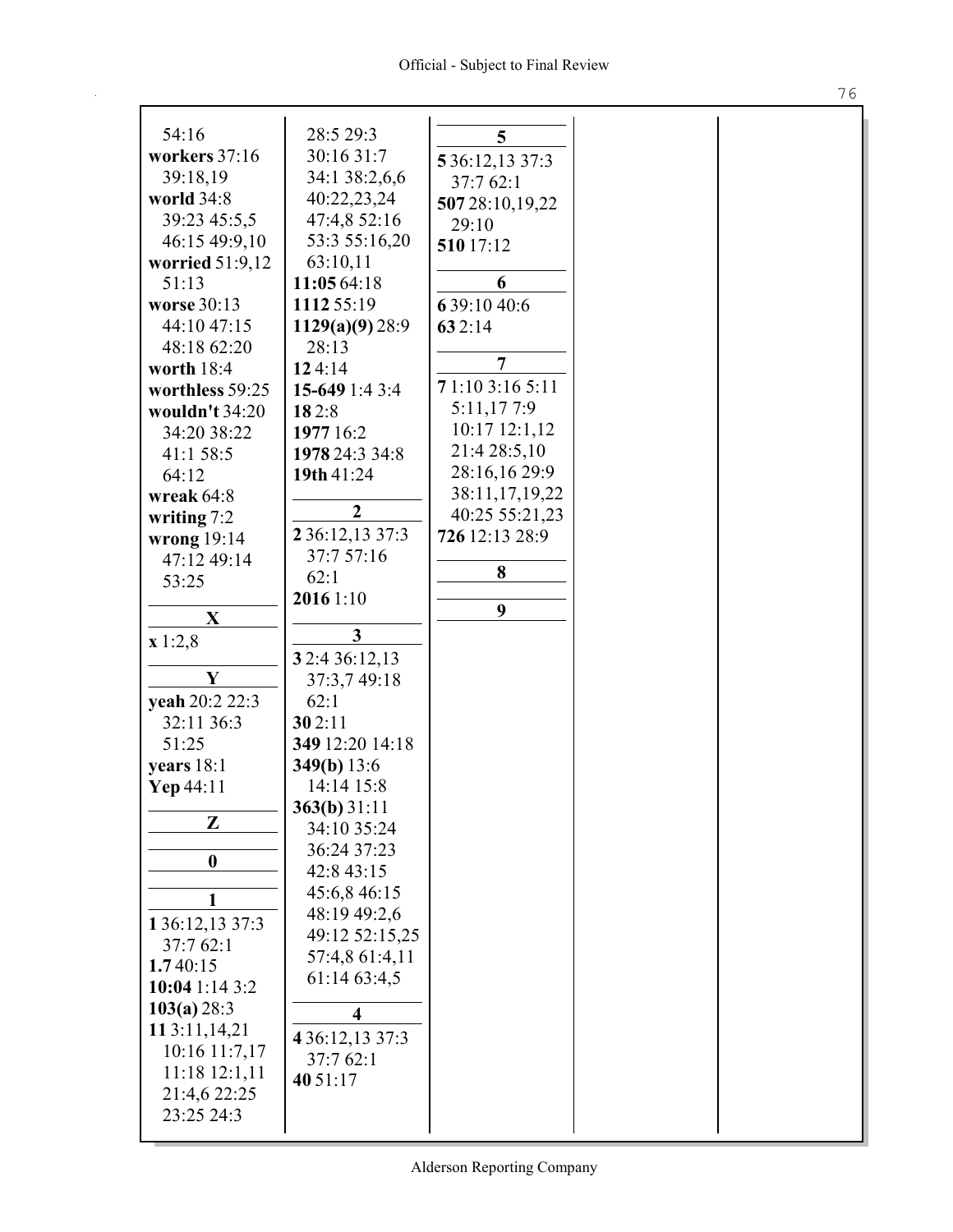54:16
**workers** 37:16
39:18,19
**world** 34:8
39:23 45:5,5
46:15 49:9,10
**worried** 51:9,12
51:13
**worse** 30:13
44:10 47:15
48:18 62:20
**worth** 18:4
**worthless** 59:25
**wouldn't** 34:20
34:20 38:22
41:1 58:5
64:12
**wreak** 64:8
**writing** 7:2
**wrong** 19:14
47:12 49:14
53:25

**X**

**x** 1:2,8

**Y**

**yeah** 20:2 22:3
32:11 36:3
51:25
**years** 18:1
**Yep** 44:11

**Z**

**0**

**1**

**1** 36:12,13 37:3
37:7 62:1
**1.7** 40:15
**10:04** 1:14 3:2
**103(a)** 28:3
**11** 3:11,14,21
10:16 11:7,17
11:18 12:1,11
21:4,6 22:25
23:25 24:3
28:5 29:3
30:16 31:7
34:1 38:2,6,6
40:22,23,24
47:4,8 52:16
53:3 55:16,20
63:10,11
**11:05** 64:18
**1112** 55:19
**1129(a)(9)** 28:9
28:13
**12** 4:14
**15-649** 1:4 3:4
**18** 2:8
**1977** 16:2
**1978** 24:3 34:8
**19th** 41:24

**2**

**2** 36:12,13 37:3
37:7 57:16
62:1
**2016** 1:10

**3**

**3** 2:4 36:12,13
37:3,7 49:18
62:1
**30** 2:11
**349** 12:20 14:18
**349(b)** 13:6
14:14 15:8
**363(b)** 31:11
34:10 35:24
36:24 37:23
42:8 43:15
45:6,8 46:15
48:19 49:2,6
49:12 52:15,25
57:4,8 61:4,11
61:14 63:4,5

**4**

**4** 36:12,13 37:3
37:7 62:1
**40** 51:17

**5**

**5** 36:12,13 37:3
37:7 62:1
**507** 28:10,19,22
29:10
**510** 17:12

**6**

**6** 39:10 40:6
**63** 2:14

**7**

**7** 1:10 3:16 5:11
5:11,17 7:9
10:17 12:1,12
21:4 28:5,10
28:16,16 29:9
38:11,17,19,22
40:25 55:21,23
**726** 12:13 28:9

**8**

**9**